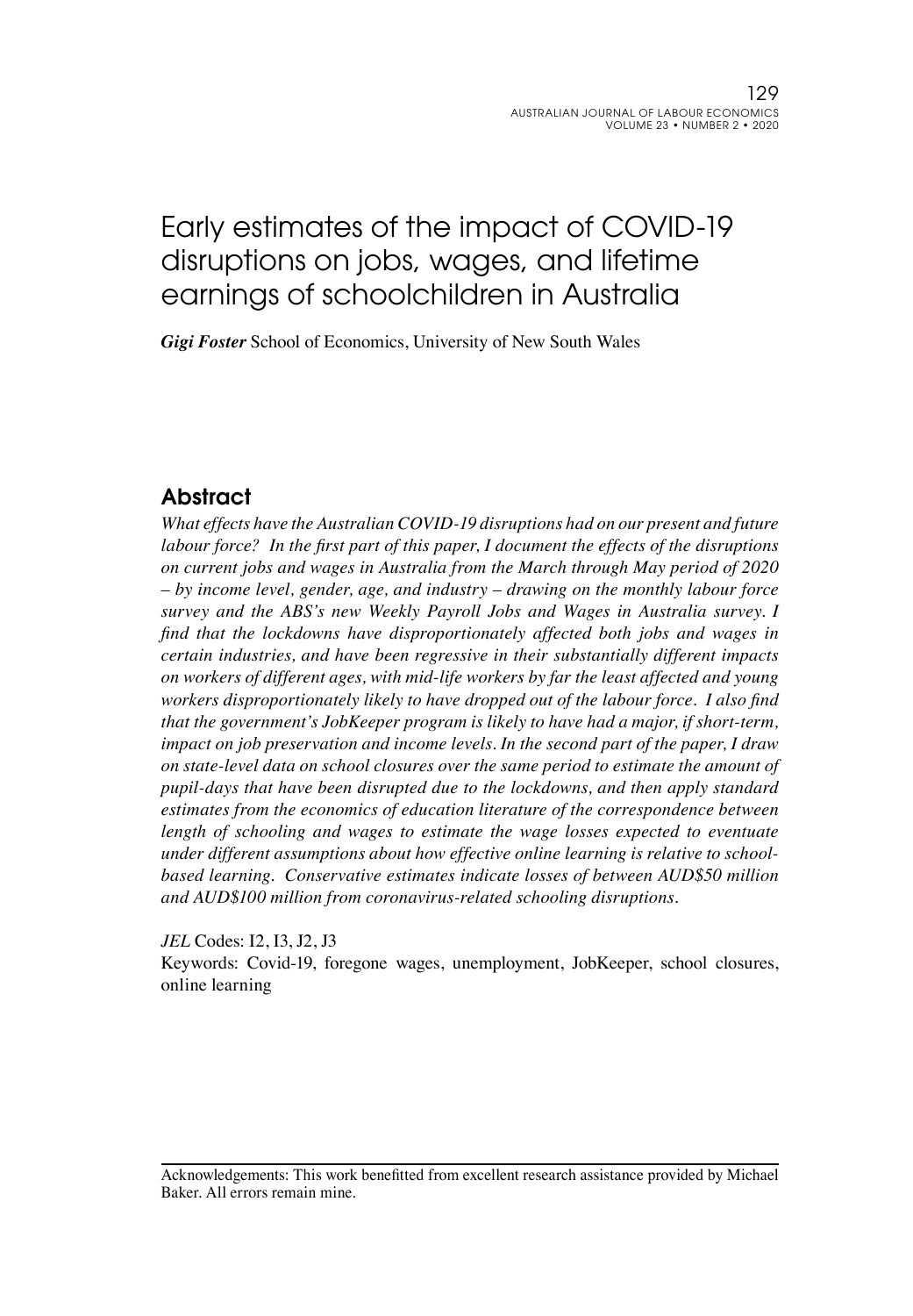# Early estimates of the impact of COVID-19 disruptions on jobs, wages, and lifetime earnings of schoolchildren in Australia

***Gigi Foster*** School of Economics, University of New South Wales

## Abstract

*What effects have the Australian COVID-19 disruptions had on our present and future labour force? In the first part of this paper, I document the effects of the disruptions on current jobs and wages in Australia from the March through May period of 2020 – by income level, gender, age, and industry – drawing on the monthly labour force survey and the ABS's new Weekly Payroll Jobs and Wages in Australia survey. I find that the lockdowns have disproportionately affected both jobs and wages in certain industries, and have been regressive in their substantially different impacts on workers of different ages, with mid-life workers by far the least affected and young workers disproportionately likely to have dropped out of the labour force. I also find that the government's JobKeeper program is likely to have had a major, if short-term, impact on job preservation and income levels. In the second part of the paper, I draw on state-level data on school closures over the same period to estimate the amount of pupil-days that have been disrupted due to the lockdowns, and then apply standard estimates from the economics of education literature of the correspondence between length of schooling and wages to estimate the wage losses expected to eventuate under different assumptions about how effective online learning is relative to school-based learning. Conservative estimates indicate losses of between AUD$50 million and AUD$100 million from coronavirus-related schooling disruptions.*

*JEL* Codes: I2, I3, J2, J3

Keywords: Covid-19, foregone wages, unemployment, JobKeeper, school closures, online learning

Acknowledgements: This work benefitted from excellent research assistance provided by Michael Baker. All errors remain mine.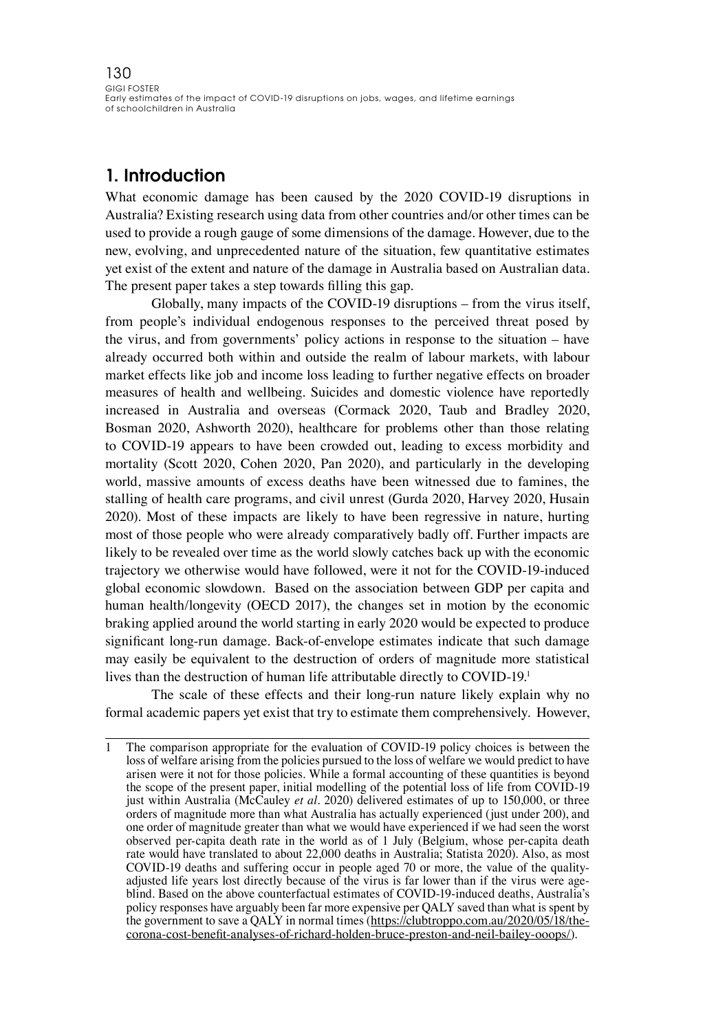## 1. Introduction

What economic damage has been caused by the 2020 COVID-19 disruptions in Australia? Existing research using data from other countries and/or other times can be used to provide a rough gauge of some dimensions of the damage. However, due to the new, evolving, and unprecedented nature of the situation, few quantitative estimates yet exist of the extent and nature of the damage in Australia based on Australian data. The present paper takes a step towards filling this gap.

Globally, many impacts of the COVID-19 disruptions – from the virus itself, from people's individual endogenous responses to the perceived threat posed by the virus, and from governments' policy actions in response to the situation – have already occurred both within and outside the realm of labour markets, with labour market effects like job and income loss leading to further negative effects on broader measures of health and wellbeing. Suicides and domestic violence have reportedly increased in Australia and overseas (Cormack 2020, Taub and Bradley 2020, Bosman 2020, Ashworth 2020), healthcare for problems other than those relating to COVID-19 appears to have been crowded out, leading to excess morbidity and mortality (Scott 2020, Cohen 2020, Pan 2020), and particularly in the developing world, massive amounts of excess deaths have been witnessed due to famines, the stalling of health care programs, and civil unrest (Gurda 2020, Harvey 2020, Husain 2020). Most of these impacts are likely to have been regressive in nature, hurting most of those people who were already comparatively badly off. Further impacts are likely to be revealed over time as the world slowly catches back up with the economic trajectory we otherwise would have followed, were it not for the COVID-19-induced global economic slowdown. Based on the association between GDP per capita and human health/longevity (OECD 2017), the changes set in motion by the economic braking applied around the world starting in early 2020 would be expected to produce significant long-run damage. Back-of-envelope estimates indicate that such damage may easily be equivalent to the destruction of orders of magnitude more statistical lives than the destruction of human life attributable directly to COVID-19.[1]

The scale of these effects and their long-run nature likely explain why no formal academic papers yet exist that try to estimate them comprehensively. However,

---

1 The comparison appropriate for the evaluation of COVID-19 policy choices is between the loss of welfare arising from the policies pursued to the loss of welfare we would predict to have arisen were it not for those policies. While a formal accounting of these quantities is beyond the scope of the present paper, initial modelling of the potential loss of life from COVID-19 just within Australia (McCauley *et al*. 2020) delivered estimates of up to 150,000, or three orders of magnitude more than what Australia has actually experienced (just under 200), and one order of magnitude greater than what we would have experienced if we had seen the worst observed per-capita death rate in the world as of 1 July (Belgium, whose per-capita death rate would have translated to about 22,000 deaths in Australia; Statista 2020). Also, as most COVID-19 deaths and suffering occur in people aged 70 or more, the value of the quality-adjusted life years lost directly because of the virus is far lower than if the virus were age-blind. Based on the above counterfactual estimates of COVID-19-induced deaths, Australia's policy responses have arguably been far more expensive per QALY saved than what is spent by the government to save a QALY in normal times (https://clubtroppo.com.au/2020/05/18/the-corona-cost-benefit-analyses-of-richard-holden-bruce-preston-and-neil-bailey-ooops/).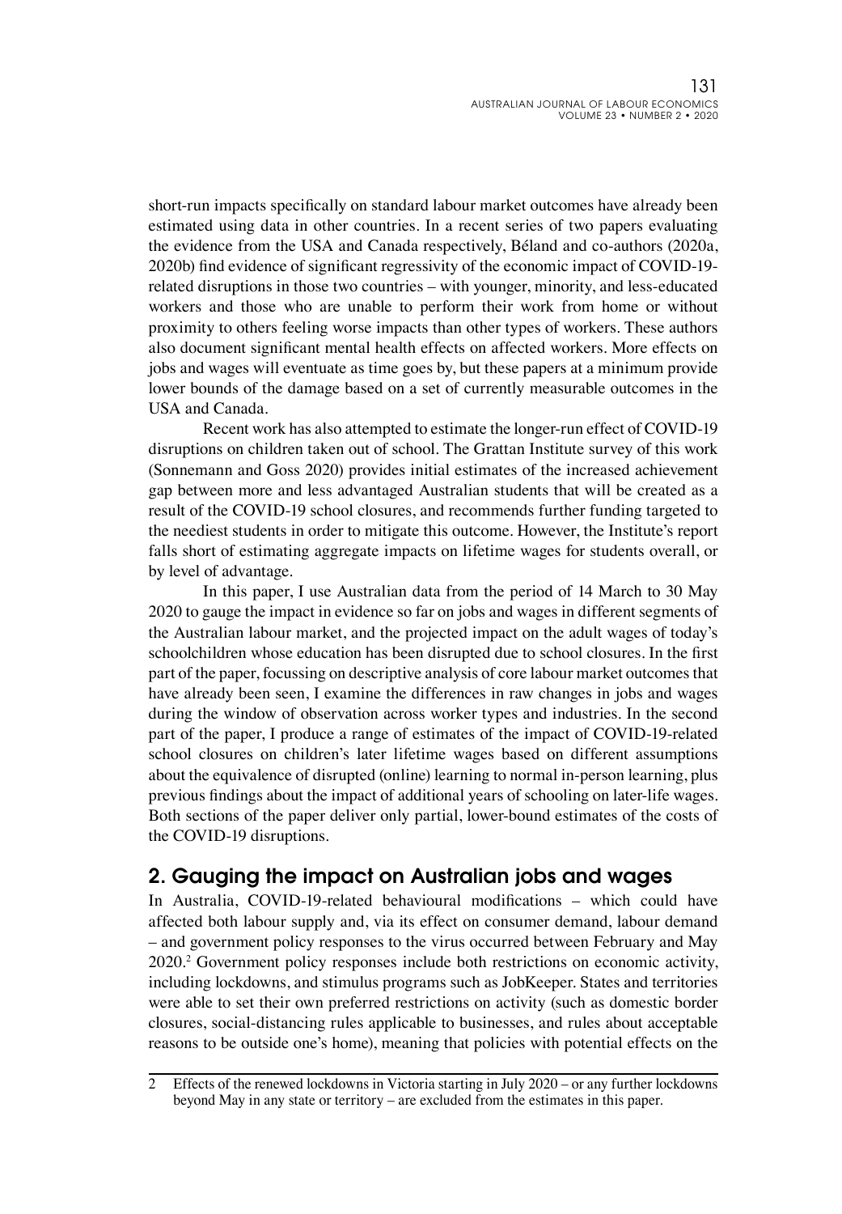short-run impacts specifically on standard labour market outcomes have already been estimated using data in other countries. In a recent series of two papers evaluating the evidence from the USA and Canada respectively, Béland and co-authors (2020a, 2020b) find evidence of significant regressivity of the economic impact of COVID-19-related disruptions in those two countries – with younger, minority, and less-educated workers and those who are unable to perform their work from home or without proximity to others feeling worse impacts than other types of workers. These authors also document significant mental health effects on affected workers. More effects on jobs and wages will eventuate as time goes by, but these papers at a minimum provide lower bounds of the damage based on a set of currently measurable outcomes in the USA and Canada.

Recent work has also attempted to estimate the longer-run effect of COVID-19 disruptions on children taken out of school. The Grattan Institute survey of this work (Sonnemann and Goss 2020) provides initial estimates of the increased achievement gap between more and less advantaged Australian students that will be created as a result of the COVID-19 school closures, and recommends further funding targeted to the neediest students in order to mitigate this outcome. However, the Institute's report falls short of estimating aggregate impacts on lifetime wages for students overall, or by level of advantage.

In this paper, I use Australian data from the period of 14 March to 30 May 2020 to gauge the impact in evidence so far on jobs and wages in different segments of the Australian labour market, and the projected impact on the adult wages of today's schoolchildren whose education has been disrupted due to school closures. In the first part of the paper, focussing on descriptive analysis of core labour market outcomes that have already been seen, I examine the differences in raw changes in jobs and wages during the window of observation across worker types and industries. In the second part of the paper, I produce a range of estimates of the impact of COVID-19-related school closures on children's later lifetime wages based on different assumptions about the equivalence of disrupted (online) learning to normal in-person learning, plus previous findings about the impact of additional years of schooling on later-life wages. Both sections of the paper deliver only partial, lower-bound estimates of the costs of the COVID-19 disruptions.

## 2. Gauging the impact on Australian jobs and wages

In Australia, COVID-19-related behavioural modifications – which could have affected both labour supply and, via its effect on consumer demand, labour demand – and government policy responses to the virus occurred between February and May 2020.[2] Government policy responses include both restrictions on economic activity, including lockdowns, and stimulus programs such as JobKeeper. States and territories were able to set their own preferred restrictions on activity (such as domestic border closures, social-distancing rules applicable to businesses, and rules about acceptable reasons to be outside one's home), meaning that policies with potential effects on the

2 Effects of the renewed lockdowns in Victoria starting in July 2020 – or any further lockdowns beyond May in any state or territory – are excluded from the estimates in this paper.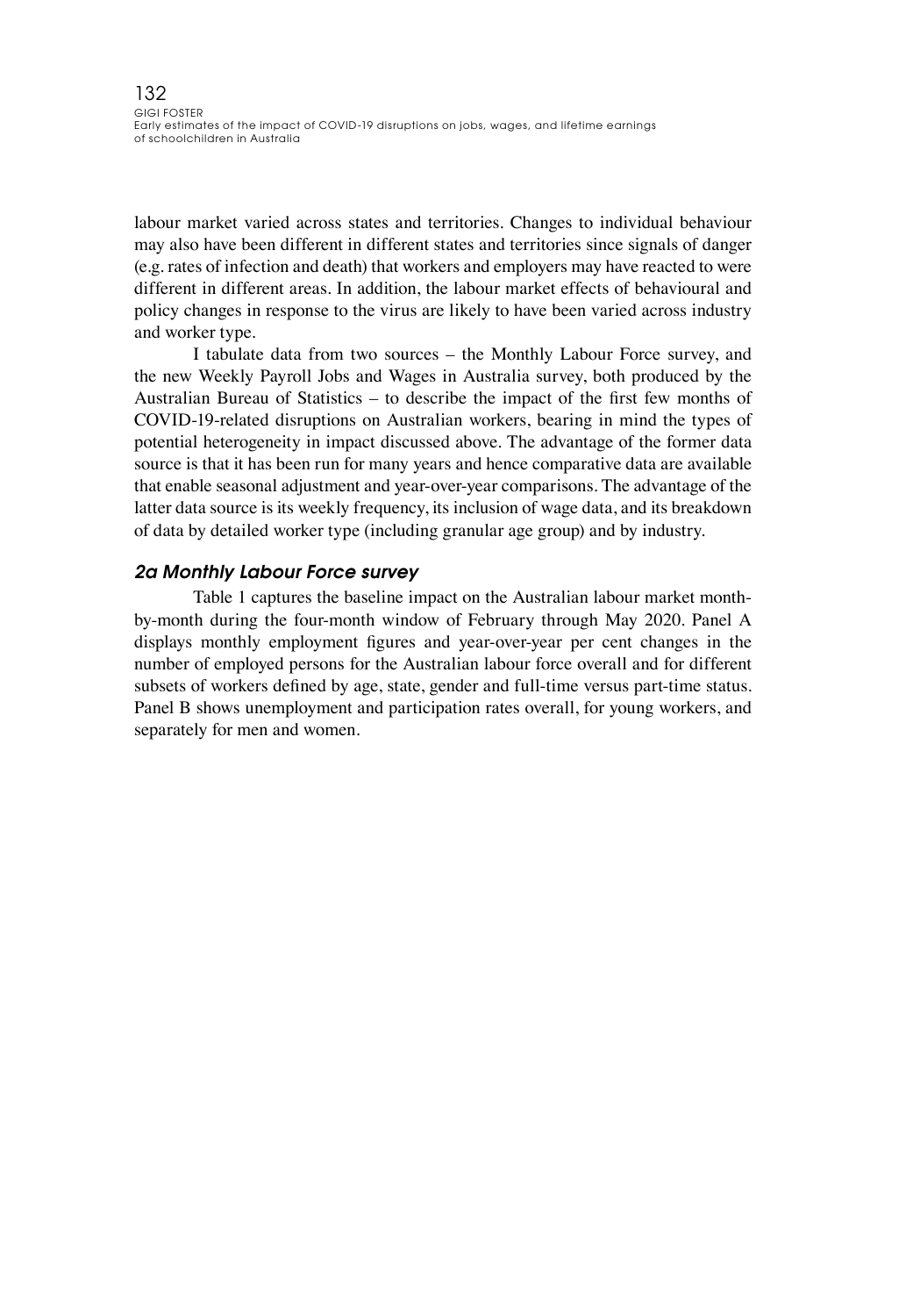labour market varied across states and territories. Changes to individual behaviour may also have been different in different states and territories since signals of danger (e.g. rates of infection and death) that workers and employers may have reacted to were different in different areas. In addition, the labour market effects of behavioural and policy changes in response to the virus are likely to have been varied across industry and worker type.

I tabulate data from two sources – the Monthly Labour Force survey, and the new Weekly Payroll Jobs and Wages in Australia survey, both produced by the Australian Bureau of Statistics – to describe the impact of the first few months of COVID-19-related disruptions on Australian workers, bearing in mind the types of potential heterogeneity in impact discussed above. The advantage of the former data source is that it has been run for many years and hence comparative data are available that enable seasonal adjustment and year-over-year comparisons. The advantage of the latter data source is its weekly frequency, its inclusion of wage data, and its breakdown of data by detailed worker type (including granular age group) and by industry.

### *2a Monthly Labour Force survey*

Table 1 captures the baseline impact on the Australian labour market month-by-month during the four-month window of February through May 2020. Panel A displays monthly employment figures and year-over-year per cent changes in the number of employed persons for the Australian labour force overall and for different subsets of workers defined by age, state, gender and full-time versus part-time status. Panel B shows unemployment and participation rates overall, for young workers, and separately for men and women.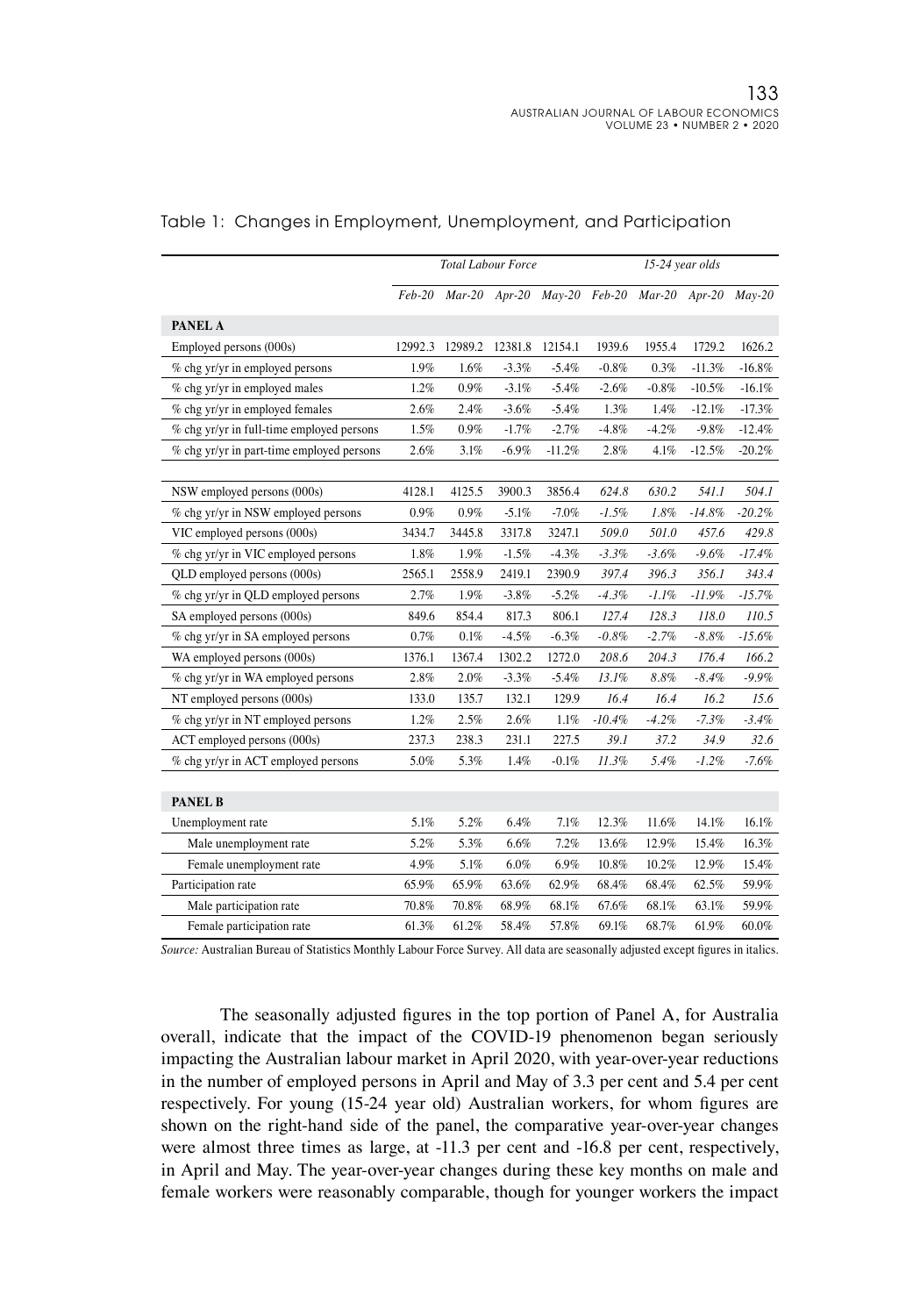Table 1: Changes in Employment, Unemployment, and Participation

| | *Total Labour Force* | | | | *15-24 year olds* | | | |
|---|---|---|---|---|---|---|---|---|
| | *Feb-20* | *Mar-20* | *Apr-20* | *May-20* | *Feb-20* | *Mar-20* | *Apr-20* | *May-20* |
| **PANEL A** | | | | | | | | |
| Employed persons (000s) | 12992.3 | 12989.2 | 12381.8 | 12154.1 | 1939.6 | 1955.4 | 1729.2 | 1626.2 |
| % chg yr/yr in employed persons | 1.9% | 1.6% | -3.3% | -5.4% | -0.8% | 0.3% | -11.3% | -16.8% |
| % chg yr/yr in employed males | 1.2% | 0.9% | -3.1% | -5.4% | -2.6% | -0.8% | -10.5% | -16.1% |
| % chg yr/yr in employed females | 2.6% | 2.4% | -3.6% | -5.4% | 1.3% | 1.4% | -12.1% | -17.3% |
| % chg yr/yr in full-time employed persons | 1.5% | 0.9% | -1.7% | -2.7% | -4.8% | -4.2% | -9.8% | -12.4% |
| % chg yr/yr in part-time employed persons | 2.6% | 3.1% | -6.9% | -11.2% | 2.8% | 4.1% | -12.5% | -20.2% |
| | | | | | | | | |
| NSW employed persons (000s) | 4128.1 | 4125.5 | 3900.3 | 3856.4 | *624.8* | *630.2* | *541.1* | *504.1* |
| % chg yr/yr in NSW employed persons | 0.9% | 0.9% | -5.1% | -7.0% | *-1.5%* | *1.8%* | *-14.8%* | *-20.2%* |
| VIC employed persons (000s) | 3434.7 | 3445.8 | 3317.8 | 3247.1 | *509.0* | *501.0* | *457.6* | *429.8* |
| % chg yr/yr in VIC employed persons | 1.8% | 1.9% | -1.5% | -4.3% | *-3.3%* | *-3.6%* | *-9.6%* | *-17.4%* |
| QLD employed persons (000s) | 2565.1 | 2558.9 | 2419.1 | 2390.9 | *397.4* | *396.3* | *356.1* | *343.4* |
| % chg yr/yr in QLD employed persons | 2.7% | 1.9% | -3.8% | -5.2% | *-4.3%* | *-1.1%* | *-11.9%* | *-15.7%* |
| SA employed persons (000s) | 849.6 | 854.4 | 817.3 | 806.1 | *127.4* | *128.3* | *118.0* | *110.5* |
| % chg yr/yr in SA employed persons | 0.7% | 0.1% | -4.5% | -6.3% | *-0.8%* | *-2.7%* | *-8.8%* | *-15.6%* |
| WA employed persons (000s) | 1376.1 | 1367.4 | 1302.2 | 1272.0 | *208.6* | *204.3* | *176.4* | *166.2* |
| % chg yr/yr in WA employed persons | 2.8% | 2.0% | -3.3% | -5.4% | *13.1%* | *8.8%* | *-8.4%* | *-9.9%* |
| NT employed persons (000s) | 133.0 | 135.7 | 132.1 | 129.9 | *16.4* | *16.4* | *16.2* | *15.6* |
| % chg yr/yr in NT employed persons | 1.2% | 2.5% | 2.6% | 1.1% | *-10.4%* | *-4.2%* | *-7.3%* | *-3.4%* |
| ACT employed persons (000s) | 237.3 | 238.3 | 231.1 | 227.5 | *39.1* | *37.2* | *34.9* | *32.6* |
| % chg yr/yr in ACT employed persons | 5.0% | 5.3% | 1.4% | -0.1% | *11.3%* | *5.4%* | *-1.2%* | *-7.6%* |
| | | | | | | | | |
| **PANEL B** | | | | | | | | |
| Unemployment rate | 5.1% | 5.2% | 6.4% | 7.1% | 12.3% | 11.6% | 14.1% | 16.1% |
| Male unemployment rate | 5.2% | 5.3% | 6.6% | 7.2% | 13.6% | 12.9% | 15.4% | 16.3% |
| Female unemployment rate | 4.9% | 5.1% | 6.0% | 6.9% | 10.8% | 10.2% | 12.9% | 15.4% |
| Participation rate | 65.9% | 65.9% | 63.6% | 62.9% | 68.4% | 68.4% | 62.5% | 59.9% |
| Male participation rate | 70.8% | 70.8% | 68.9% | 68.1% | 67.6% | 68.1% | 63.1% | 59.9% |
| Female participation rate | 61.3% | 61.2% | 58.4% | 57.8% | 69.1% | 68.7% | 61.9% | 60.0% |

*Source:* Australian Bureau of Statistics Monthly Labour Force Survey. All data are seasonally adjusted except figures in italics.

The seasonally adjusted figures in the top portion of Panel A, for Australia overall, indicate that the impact of the COVID-19 phenomenon began seriously impacting the Australian labour market in April 2020, with year-over-year reductions in the number of employed persons in April and May of 3.3 per cent and 5.4 per cent respectively. For young (15-24 year old) Australian workers, for whom figures are shown on the right-hand side of the panel, the comparative year-over-year changes were almost three times as large, at -11.3 per cent and -16.8 per cent, respectively, in April and May. The year-over-year changes during these key months on male and female workers were reasonably comparable, though for younger workers the impact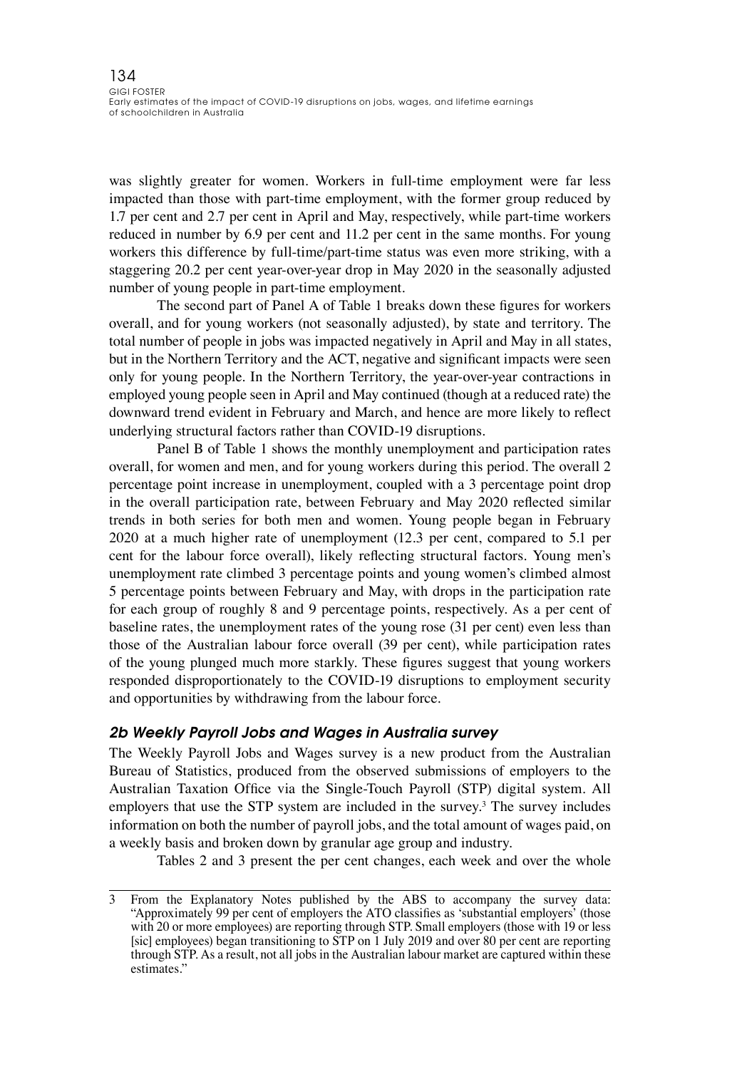was slightly greater for women. Workers in full-time employment were far less impacted than those with part-time employment, with the former group reduced by 1.7 per cent and 2.7 per cent in April and May, respectively, while part-time workers reduced in number by 6.9 per cent and 11.2 per cent in the same months. For young workers this difference by full-time/part-time status was even more striking, with a staggering 20.2 per cent year-over-year drop in May 2020 in the seasonally adjusted number of young people in part-time employment.

The second part of Panel A of Table 1 breaks down these figures for workers overall, and for young workers (not seasonally adjusted), by state and territory. The total number of people in jobs was impacted negatively in April and May in all states, but in the Northern Territory and the ACT, negative and significant impacts were seen only for young people. In the Northern Territory, the year-over-year contractions in employed young people seen in April and May continued (though at a reduced rate) the downward trend evident in February and March, and hence are more likely to reflect underlying structural factors rather than COVID-19 disruptions.

Panel B of Table 1 shows the monthly unemployment and participation rates overall, for women and men, and for young workers during this period. The overall 2 percentage point increase in unemployment, coupled with a 3 percentage point drop in the overall participation rate, between February and May 2020 reflected similar trends in both series for both men and women. Young people began in February 2020 at a much higher rate of unemployment (12.3 per cent, compared to 5.1 per cent for the labour force overall), likely reflecting structural factors. Young men's unemployment rate climbed 3 percentage points and young women's climbed almost 5 percentage points between February and May, with drops in the participation rate for each group of roughly 8 and 9 percentage points, respectively. As a per cent of baseline rates, the unemployment rates of the young rose (31 per cent) even less than those of the Australian labour force overall (39 per cent), while participation rates of the young plunged much more starkly. These figures suggest that young workers responded disproportionately to the COVID-19 disruptions to employment security and opportunities by withdrawing from the labour force.

### *2b Weekly Payroll Jobs and Wages in Australia survey*

The Weekly Payroll Jobs and Wages survey is a new product from the Australian Bureau of Statistics, produced from the observed submissions of employers to the Australian Taxation Office via the Single-Touch Payroll (STP) digital system. All employers that use the STP system are included in the survey.[3] The survey includes information on both the number of payroll jobs, and the total amount of wages paid, on a weekly basis and broken down by granular age group and industry.

Tables 2 and 3 present the per cent changes, each week and over the whole

---

3 From the Explanatory Notes published by the ABS to accompany the survey data: "Approximately 99 per cent of employers the ATO classifies as 'substantial employers' (those with 20 or more employees) are reporting through STP. Small employers (those with 19 or less [sic] employees) began transitioning to STP on 1 July 2019 and over 80 per cent are reporting through STP. As a result, not all jobs in the Australian labour market are captured within these estimates."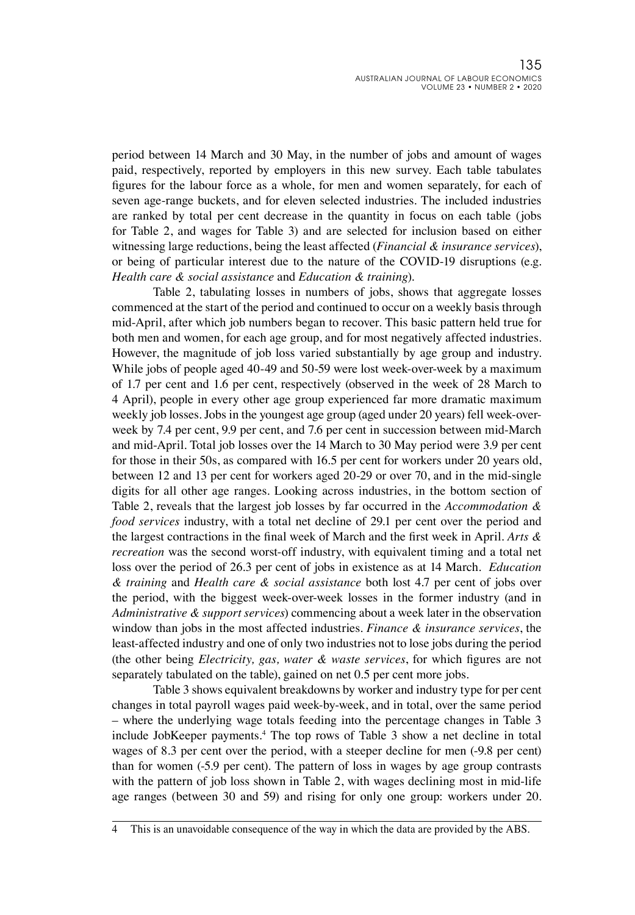period between 14 March and 30 May, in the number of jobs and amount of wages paid, respectively, reported by employers in this new survey. Each table tabulates figures for the labour force as a whole, for men and women separately, for each of seven age-range buckets, and for eleven selected industries. The included industries are ranked by total per cent decrease in the quantity in focus on each table (jobs for Table 2, and wages for Table 3) and are selected for inclusion based on either witnessing large reductions, being the least affected (*Financial & insurance services*), or being of particular interest due to the nature of the COVID-19 disruptions (e.g. *Health care & social assistance* and *Education & training*).

Table 2, tabulating losses in numbers of jobs, shows that aggregate losses commenced at the start of the period and continued to occur on a weekly basis through mid-April, after which job numbers began to recover. This basic pattern held true for both men and women, for each age group, and for most negatively affected industries. However, the magnitude of job loss varied substantially by age group and industry. While jobs of people aged 40-49 and 50-59 were lost week-over-week by a maximum of 1.7 per cent and 1.6 per cent, respectively (observed in the week of 28 March to 4 April), people in every other age group experienced far more dramatic maximum weekly job losses. Jobs in the youngest age group (aged under 20 years) fell week-over-week by 7.4 per cent, 9.9 per cent, and 7.6 per cent in succession between mid-March and mid-April. Total job losses over the 14 March to 30 May period were 3.9 per cent for those in their 50s, as compared with 16.5 per cent for workers under 20 years old, between 12 and 13 per cent for workers aged 20-29 or over 70, and in the mid-single digits for all other age ranges. Looking across industries, in the bottom section of Table 2, reveals that the largest job losses by far occurred in the *Accommodation & food services* industry, with a total net decline of 29.1 per cent over the period and the largest contractions in the final week of March and the first week in April. *Arts & recreation* was the second worst-off industry, with equivalent timing and a total net loss over the period of 26.3 per cent of jobs in existence as at 14 March. *Education & training* and *Health care & social assistance* both lost 4.7 per cent of jobs over the period, with the biggest week-over-week losses in the former industry (and in *Administrative & support services*) commencing about a week later in the observation window than jobs in the most affected industries. *Finance & insurance services*, the least-affected industry and one of only two industries not to lose jobs during the period (the other being *Electricity, gas, water & waste services*, for which figures are not separately tabulated on the table), gained on net 0.5 per cent more jobs.

Table 3 shows equivalent breakdowns by worker and industry type for per cent changes in total payroll wages paid week-by-week, and in total, over the same period – where the underlying wage totals feeding into the percentage changes in Table 3 include JobKeeper payments.[4] The top rows of Table 3 show a net decline in total wages of 8.3 per cent over the period, with a steeper decline for men (-9.8 per cent) than for women (-5.9 per cent). The pattern of loss in wages by age group contrasts with the pattern of job loss shown in Table 2, with wages declining most in mid-life age ranges (between 30 and 59) and rising for only one group: workers under 20.

4 This is an unavoidable consequence of the way in which the data are provided by the ABS.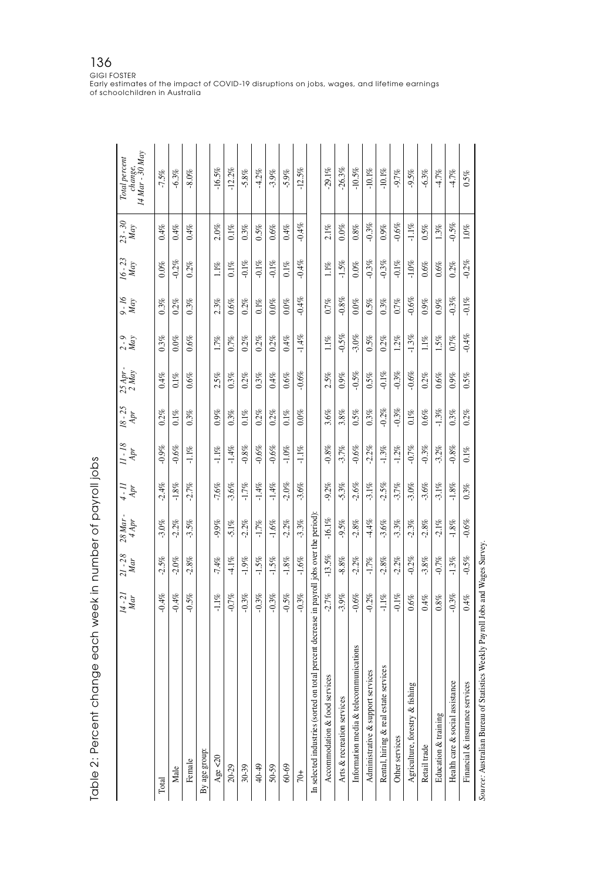Table 2: Percent change each week in number of payroll jobs

| | 14 - 21 Mar | 21 - 28 Mar | 28 Mar - 4 Apr | 4 - 11 Apr | 11 - 18 Apr | 18 - 25 Apr | 25 Apr - 2 May | 2 - 9 May | 9 - 16 May | 16 - 23 May | 23 - 30 May | Total percent change, 14 Mar - 30 May |
|---|---|---|---|---|---|---|---|---|---|---|---|---|
| Total | -0.4% | -2.5% | -3.0% | -2.4% | -0.9% | 0.2% | 0.4% | 0.3% | 0.3% | 0.0% | 0.4% | -7.5% |
| Male | -0.4% | -2.0% | -2.2% | -1.8% | -0.6% | 0.1% | 0.1% | 0.0% | 0.2% | -0.2% | 0.4% | -6.3% |
| Female | -0.5% | -2.8% | -3.5% | -2.7% | -1.1% | 0.3% | 0.6% | 0.6% | 0.3% | 0.2% | 0.4% | -8.0% |
| By age group: | | | | | | | | | | | | |
| Age <20 | -1.1% | -7.4% | -9.9% | -7.6% | -1.1% | 0.9% | 2.5% | 1.7% | 2.3% | 1.1% | 2.0% | -16.5% |
| 20-29 | -0.7% | -4.1% | -5.1% | -3.6% | -1.4% | 0.3% | 0.3% | 0.7% | 0.6% | 0.1% | 0.1% | -12.2% |
| 30-39 | -0.3% | -1.9% | -2.2% | -1.7% | -0.8% | 0.1% | 0.2% | 0.2% | 0.2% | -0.1% | 0.3% | -5.8% |
| 40-49 | -0.3% | -1.5% | -1.7% | -1.4% | -0.6% | 0.2% | 0.3% | 0.2% | 0.1% | -0.1% | 0.5% | -4.2% |
| 50-59 | -0.3% | -1.5% | -1.6% | -1.4% | -0.6% | 0.2% | 0.4% | 0.2% | 0.0% | -0.1% | 0.6% | -3.9% |
| 60-69 | -0.5% | -1.8% | -2.2% | -2.0% | -1.0% | 0.1% | 0.6% | 0.4% | 0.0% | 0.1% | 0.4% | -5.9% |
| 70+ | -0.3% | -1.6% | -3.3% | -3.6% | -1.1% | 0.0% | -0.6% | -1.4% | -0.4% | -0.4% | -0.4% | -12.5% |
| In selected industries (sorted on total percent decrease in payroll jobs over the period): | | | | | | | | | | | | |
| Accommodation & food services | -2.7% | -13.5% | -16.1% | -9.2% | -0.8% | 3.6% | 2.5% | 1.1% | 0.7% | 1.1% | 2.1% | -29.1% |
| Arts & recreation services | -3.9% | -8.8% | -9.5% | -5.3% | -3.7% | 3.8% | 0.9% | -0.5% | -0.8% | -1.5% | 0.0% | -26.3% |
| Information media & telecommunications | -0.6% | -2.2% | -2.8% | -2.6% | -0.6% | 0.5% | -0.5% | -3.0% | 0.0% | 0.0% | 0.8% | -10.5% |
| Administrative & support services | -0.2% | -1.7% | -4.4% | -3.1% | -2.2% | 0.3% | 0.5% | 0.5% | 0.5% | -0.3% | -0.3% | -10.1% |
| Rental, hiring & real estate services | -1.1% | -2.8% | -3.6% | -2.5% | -1.3% | -0.2% | -0.1% | 0.2% | 0.3% | -0.3% | 0.9% | -10.1% |
| Other services | -0.1% | -2.2% | -3.3% | -3.7% | -1.2% | -0.3% | -0.3% | 1.2% | 0.7% | -0.1% | -0.6% | -9.7% |
| Agriculture, forestry & fishing | 0.6% | -0.2% | -2.3% | -3.0% | -0.7% | 0.1% | -0.6% | -1.3% | -0.6% | -1.0% | -1.1% | -9.5% |
| Retail trade | 0.4% | -3.8% | -2.8% | -3.6% | -0.3% | 0.6% | 0.2% | 1.1% | 0.9% | 0.6% | 0.5% | -6.3% |
| Education & training | 0.8% | -0.7% | -2.1% | -3.1% | -3.2% | -1.3% | 0.6% | 1.5% | 0.9% | 0.6% | 1.3% | -4.7% |
| Health care & social assistance | -0.3% | -1.3% | -1.8% | -1.8% | -0.8% | 0.3% | 0.9% | 0.7% | -0.3% | 0.2% | -0.5% | -4.7% |
| Financial & insurance services | 0.4% | -0.5% | -0.6% | 0.3% | 0.1% | 0.2% | 0.5% | -0.4% | -0.1% | -0.2% | 1.0% | 0.5% |

*Source:* Australian Bureau of Statistics Weekly Payroll Jobs and Wages Survey.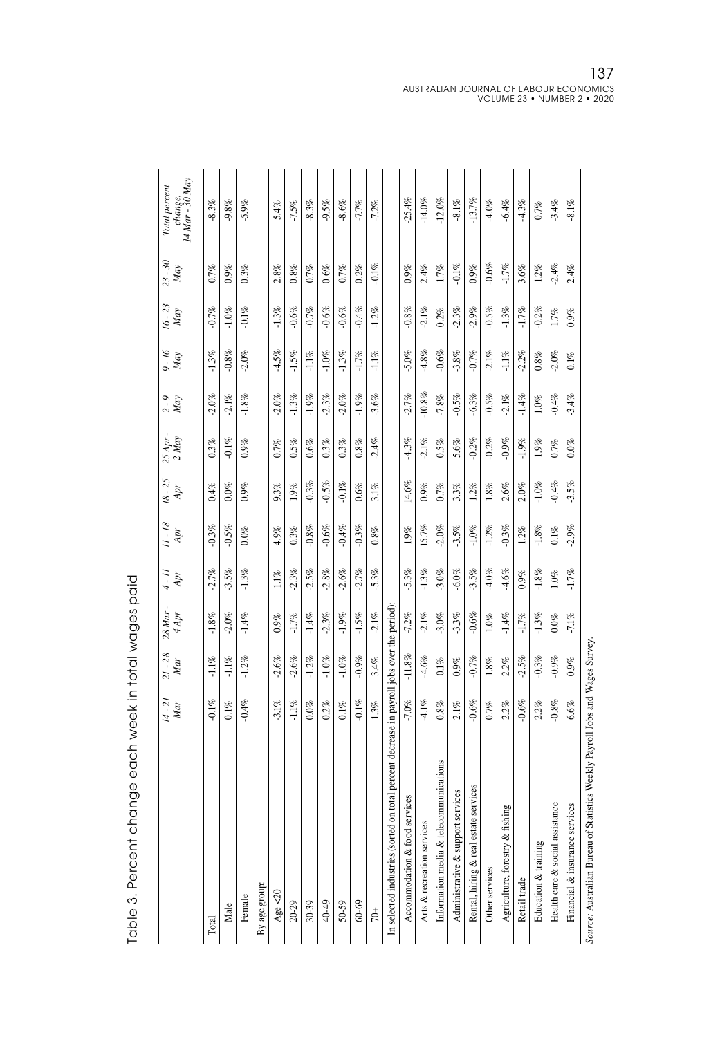Table 3. Percent change each week in total wages paid

| | *14 - 21 Mar* | *21 - 28 Mar* | *28 Mar - 4 Apr* | *4 - 11 Apr* | *11 - 18 Apr* | *18 - 25 Apr* | *25 Apr - 2 May* | *2 - 9 May* | *9 - 16 May* | *16 - 23 May* | *23 - 30 May* | *Total percent change, 14 Mar - 30 May* |
|---|---|---|---|---|---|---|---|---|---|---|---|---|
| Total | -0.1% | -1.1% | -1.8% | -2.7% | -0.3% | 0.4% | 0.3% | -2.0% | -1.3% | -0.7% | 0.7% | -8.3% |
| Male | 0.1% | -1.1% | -2.0% | -3.5% | -0.5% | 0.0% | -0.1% | -2.1% | -0.8% | -1.0% | 0.9% | -9.8% |
| Female | -0.4% | -1.2% | -1.4% | -1.3% | 0.0% | 0.9% | 0.9% | -1.8% | -2.0% | -0.1% | 0.3% | -5.9% |
| By age group: | | | | | | | | | | | | |
| Age <20 | -3.1% | -2.6% | 0.9% | 1.1% | 4.9% | 9.3% | 0.7% | -2.0% | -4.5% | -1.3% | 2.8% | 5.4% |
| 20-29 | -1.1% | -2.6% | -1.7% | -2.3% | 0.3% | 1.9% | 0.5% | -1.3% | -1.5% | -0.6% | 0.8% | -7.5% |
| 30-39 | 0.0% | -1.2% | -1.4% | -2.5% | -0.8% | -0.3% | 0.6% | -1.9% | -1.1% | -0.7% | 0.7% | -8.3% |
| 40-49 | 0.2% | -1.0% | -2.3% | -2.8% | -0.6% | -0.5% | 0.3% | -2.3% | -1.0% | -0.6% | 0.6% | -9.5% |
| 50-59 | 0.1% | -1.0% | -1.9% | -2.6% | -0.4% | -0.1% | 0.3% | -2.0% | -1.3% | -0.6% | 0.7% | -8.6% |
| 60-69 | -0.1% | -0.9% | -1.5% | -2.7% | -0.3% | 0.6% | 0.8% | -1.9% | -1.7% | -0.4% | 0.2% | -7.7% |
| 70+ | 1.3% | 3.4% | -2.1% | -5.3% | 0.8% | 3.1% | -2.4% | -3.6% | -1.1% | -1.2% | -0.1% | -7.2% |
| In selected industries (sorted on total percent decrease in payroll jobs over the period): | | | | | | | | | | | | |
| Accommodation & food services | -7.0% | -11.8% | -7.2% | -5.3% | 1.9% | 14.6% | -4.3% | -2.7% | -5.0% | -0.8% | 0.9% | -25.4% |
| Arts & recreation services | -4.1% | -4.6% | -2.1% | -1.3% | 15.7% | 0.9% | -2.1% | -10.8% | -4.8% | -2.1% | 2.4% | -14.0% |
| Information media & telecommunications | 0.8% | 0.1% | -3.0% | -3.0% | -2.0% | 0.7% | 0.5% | -7.8% | -0.6% | 0.2% | 1.7% | -12.0% |
| Administrative & support services | 2.1% | 0.9% | -3.3% | -6.0% | -3.5% | 3.3% | 5.6% | -0.5% | -3.8% | -2.3% | -0.1% | -8.1% |
| Rental, hiring & real estate services | -0.6% | -0.7% | -0.6% | -3.5% | -1.0% | 1.2% | -0.2% | -6.3% | -0.7% | -2.9% | 0.9% | -13.7% |
| Other services | 0.7% | 1.8% | 1.0% | -4.0% | -1.2% | 1.8% | -0.2% | -0.5% | -2.1% | -0.5% | -0.6% | -4.0% |
| Agriculture, forestry & fishing | 2.2% | 2.2% | -1.4% | -4.6% | -0.3% | 2.6% | -0.9% | -2.1% | -1.1% | -1.3% | -1.7% | -6.4% |
| Retail trade | -0.6% | -2.5% | -1.7% | 0.9% | 1.2% | 2.0% | -1.9% | -1.4% | -2.2% | -1.7% | 3.6% | -4.3% |
| Education & training | 2.2% | -0.3% | -1.3% | -1.8% | -1.8% | -1.0% | 1.9% | 1.0% | 0.8% | -0.2% | 1.2% | 0.7% |
| Health care & social assistance | -0.8% | -0.9% | 0.0% | 1.0% | 0.1% | -0.4% | 0.7% | -0.4% | -2.0% | 1.7% | -2.4% | -3.4% |
| Financial & insurance services | 6.6% | 0.9% | -7.1% | -1.7% | -2.9% | -3.5% | 0.0% | -3.4% | 0.1% | 0.9% | 2.4% | -8.1% |

*Source:* Australian Bureau of Statistics Weekly Payroll Jobs and Wages Survey.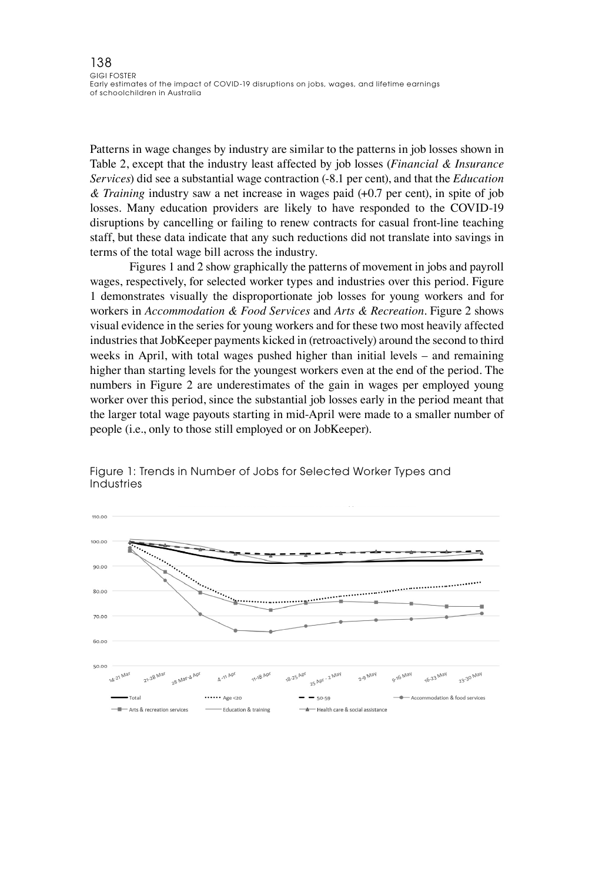Patterns in wage changes by industry are similar to the patterns in job losses shown in Table 2, except that the industry least affected by job losses (*Financial & Insurance Services*) did see a substantial wage contraction (-8.1 per cent), and that the *Education & Training* industry saw a net increase in wages paid (+0.7 per cent), in spite of job losses. Many education providers are likely to have responded to the COVID-19 disruptions by cancelling or failing to renew contracts for casual front-line teaching staff, but these data indicate that any such reductions did not translate into savings in terms of the total wage bill across the industry.

Figures 1 and 2 show graphically the patterns of movement in jobs and payroll wages, respectively, for selected worker types and industries over this period. Figure 1 demonstrates visually the disproportionate job losses for young workers and for workers in *Accommodation & Food Services* and *Arts & Recreation*. Figure 2 shows visual evidence in the series for young workers and for these two most heavily affected industries that JobKeeper payments kicked in (retroactively) around the second to third weeks in April, with total wages pushed higher than initial levels – and remaining higher than starting levels for the youngest workers even at the end of the period. The numbers in Figure 2 are underestimates of the gain in wages per employed young worker over this period, since the substantial job losses early in the period meant that the larger total wage payouts starting in mid-April were made to a smaller number of people (i.e., only to those still employed or on JobKeeper).

Figure 1: Trends in Number of Jobs for Selected Worker Types and Industries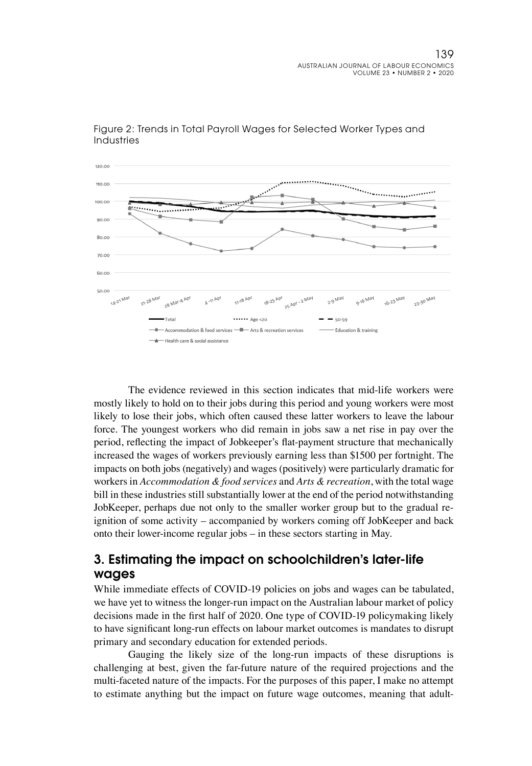Figure 2: Trends in Total Payroll Wages for Selected Worker Types and Industries

The evidence reviewed in this section indicates that mid-life workers were mostly likely to hold on to their jobs during this period and young workers were most likely to lose their jobs, which often caused these latter workers to leave the labour force. The youngest workers who did remain in jobs saw a net rise in pay over the period, reflecting the impact of Jobkeeper's flat-payment structure that mechanically increased the wages of workers previously earning less than \$1500 per fortnight. The impacts on both jobs (negatively) and wages (positively) were particularly dramatic for workers in *Accommodation & food services* and *Arts & recreation*, with the total wage bill in these industries still substantially lower at the end of the period notwithstanding JobKeeper, perhaps due not only to the smaller worker group but to the gradual re-ignition of some activity – accompanied by workers coming off JobKeeper and back onto their lower-income regular jobs – in these sectors starting in May.

## 3. Estimating the impact on schoolchildren's later-life wages

While immediate effects of COVID-19 policies on jobs and wages can be tabulated, we have yet to witness the longer-run impact on the Australian labour market of policy decisions made in the first half of 2020. One type of COVID-19 policymaking likely to have significant long-run effects on labour market outcomes is mandates to disrupt primary and secondary education for extended periods.

Gauging the likely size of the long-run impacts of these disruptions is challenging at best, given the far-future nature of the required projections and the multi-faceted nature of the impacts. For the purposes of this paper, I make no attempt to estimate anything but the impact on future wage outcomes, meaning that adult-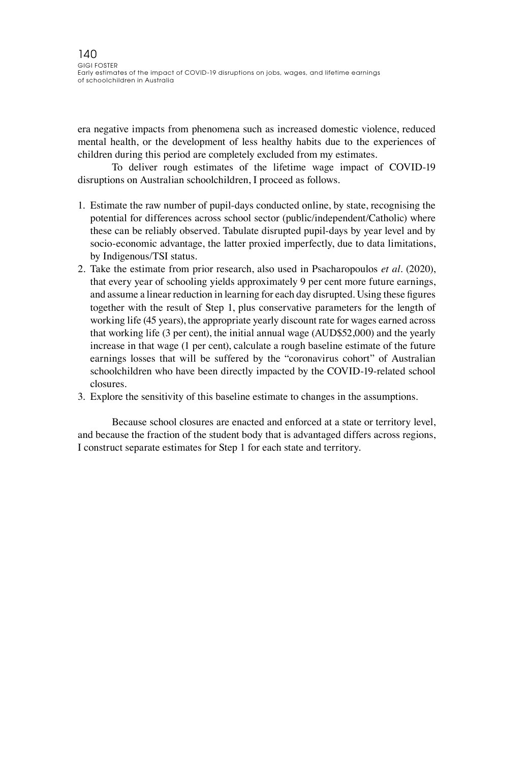era negative impacts from phenomena such as increased domestic violence, reduced mental health, or the development of less healthy habits due to the experiences of children during this period are completely excluded from my estimates.

To deliver rough estimates of the lifetime wage impact of COVID-19 disruptions on Australian schoolchildren, I proceed as follows.

1. Estimate the raw number of pupil-days conducted online, by state, recognising the potential for differences across school sector (public/independent/Catholic) where these can be reliably observed. Tabulate disrupted pupil-days by year level and by socio-economic advantage, the latter proxied imperfectly, due to data limitations, by Indigenous/TSI status.
2. Take the estimate from prior research, also used in Psacharopoulos *et al*. (2020), that every year of schooling yields approximately 9 per cent more future earnings, and assume a linear reduction in learning for each day disrupted. Using these figures together with the result of Step 1, plus conservative parameters for the length of working life (45 years), the appropriate yearly discount rate for wages earned across that working life (3 per cent), the initial annual wage (AUD$52,000) and the yearly increase in that wage (1 per cent), calculate a rough baseline estimate of the future earnings losses that will be suffered by the "coronavirus cohort" of Australian schoolchildren who have been directly impacted by the COVID-19-related school closures.
3. Explore the sensitivity of this baseline estimate to changes in the assumptions.

Because school closures are enacted and enforced at a state or territory level, and because the fraction of the student body that is advantaged differs across regions, I construct separate estimates for Step 1 for each state and territory.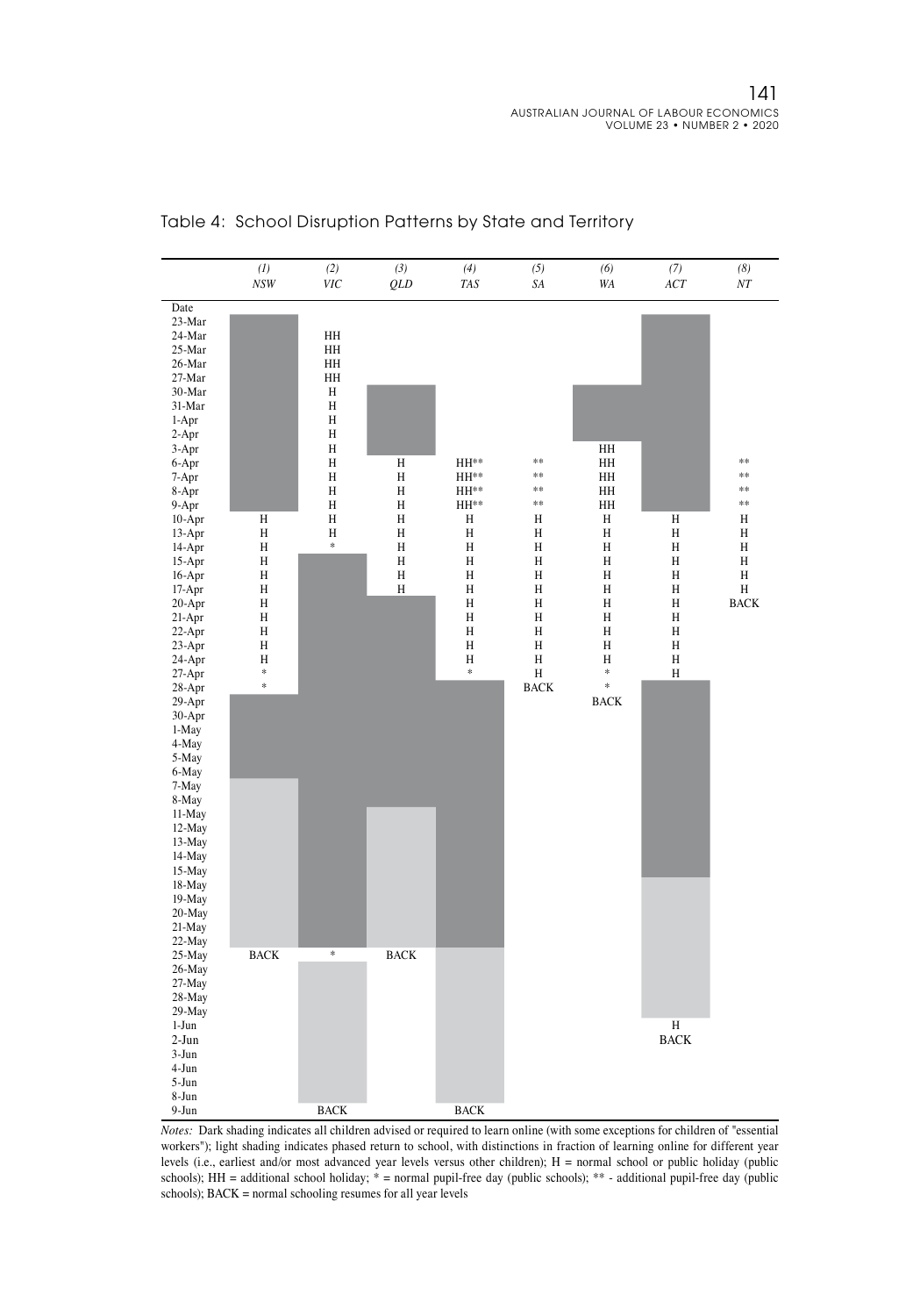## Table 4: School Disruption Patterns by State and Territory

| | *(1)* *NSW* | *(2)* *VIC* | *(3)* *QLD* | *(4)* *TAS* | *(5)* *SA* | *(6)* *WA* | *(7)* *ACT* | *(8)* *NT* |
|---|---|---|---|---|---|---|---|---|
| Date | | | | | | | | |
| 23-Mar | | | | | | | | |
| 24-Mar | | HH | | | | | | |
| 25-Mar | | HH | | | | | | |
| 26-Mar | | HH | | | | | | |
| 27-Mar | | HH | | | | | | |
| 30-Mar | | H | | | | | | |
| 31-Mar | | H | | | | | | |
| 1-Apr | | H | | | | | | |
| 2-Apr | | H | | | | | | |
| 3-Apr | | H | | | | HH | | |
| 6-Apr | | H | H | HH** | ** | HH | | ** |
| 7-Apr | | H | H | HH** | ** | HH | | ** |
| 8-Apr | | H | H | HH** | ** | HH | | ** |
| 9-Apr | | H | H | HH** | ** | HH | | ** |
| 10-Apr | H | H | H | H | H | H | H | H |
| 13-Apr | H | H | H | H | H | H | H | H |
| 14-Apr | H | * | H | H | H | H | H | H |
| 15-Apr | H | | H | H | H | H | H | H |
| 16-Apr | H | | H | H | H | H | H | H |
| 17-Apr | H | | H | H | H | H | H | H |
| 20-Apr | H | | | H | H | H | H | BACK |
| 21-Apr | H | | | H | H | H | H | |
| 22-Apr | H | | | H | H | H | H | |
| 23-Apr | H | | | H | H | H | H | |
| 24-Apr | H | | | H | H | H | H | |
| 27-Apr | * | | | * | H | * | H | |
| 28-Apr | * | | | | BACK | * | | |
| 29-Apr | | | | | | BACK | | |
| 30-Apr | | | | | | | | |
| 1-May | | | | | | | | |
| 4-May | | | | | | | | |
| 5-May | | | | | | | | |
| 6-May | | | | | | | | |
| 7-May | | | | | | | | |
| 8-May | | | | | | | | |
| 11-May | | | | | | | | |
| 12-May | | | | | | | | |
| 13-May | | | | | | | | |
| 14-May | | | | | | | | |
| 15-May | | | | | | | | |
| 18-May | | | | | | | | |
| 19-May | | | | | | | | |
| 20-May | | | | | | | | |
| 21-May | | | | | | | | |
| 22-May | | | | | | | | |
| 25-May | BACK | * | BACK | | | | | |
| 26-May | | | | | | | | |
| 27-May | | | | | | | | |
| 28-May | | | | | | | | |
| 29-May | | | | | | | | |
| 1-Jun | | | | | | | H | |
| 2-Jun | | | | | | | BACK | |
| 3-Jun | | | | | | | | |
| 4-Jun | | | | | | | | |
| 5-Jun | | | | | | | | |
| 8-Jun | | | | | | | | |
| 9-Jun | | BACK | | BACK | | | | |

*Notes:* Dark shading indicates all children advised or required to learn online (with some exceptions for children of "essential workers"); light shading indicates phased return to school, with distinctions in fraction of learning online for different year levels (i.e., earliest and/or most advanced year levels versus other children); H = normal school or public holiday (public schools); HH = additional school holiday; * = normal pupil-free day (public schools); ** - additional pupil-free day (public schools); BACK = normal schooling resumes for all year levels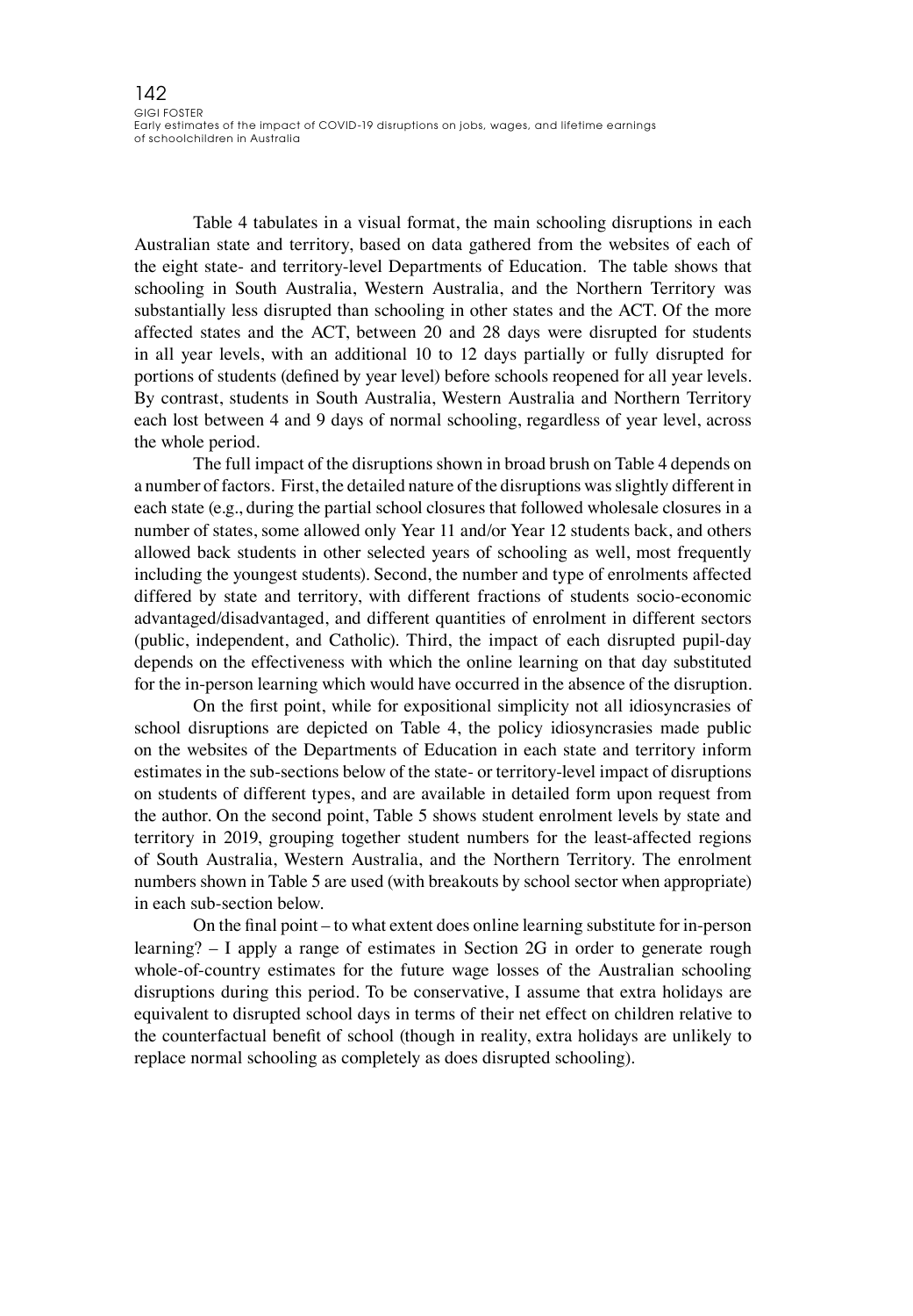Table 4 tabulates in a visual format, the main schooling disruptions in each Australian state and territory, based on data gathered from the websites of each of the eight state- and territory-level Departments of Education. The table shows that schooling in South Australia, Western Australia, and the Northern Territory was substantially less disrupted than schooling in other states and the ACT. Of the more affected states and the ACT, between 20 and 28 days were disrupted for students in all year levels, with an additional 10 to 12 days partially or fully disrupted for portions of students (defined by year level) before schools reopened for all year levels. By contrast, students in South Australia, Western Australia and Northern Territory each lost between 4 and 9 days of normal schooling, regardless of year level, across the whole period.

The full impact of the disruptions shown in broad brush on Table 4 depends on a number of factors. First, the detailed nature of the disruptions was slightly different in each state (e.g., during the partial school closures that followed wholesale closures in a number of states, some allowed only Year 11 and/or Year 12 students back, and others allowed back students in other selected years of schooling as well, most frequently including the youngest students). Second, the number and type of enrolments affected differed by state and territory, with different fractions of students socio-economic advantaged/disadvantaged, and different quantities of enrolment in different sectors (public, independent, and Catholic). Third, the impact of each disrupted pupil-day depends on the effectiveness with which the online learning on that day substituted for the in-person learning which would have occurred in the absence of the disruption.

On the first point, while for expositional simplicity not all idiosyncrasies of school disruptions are depicted on Table 4, the policy idiosyncrasies made public on the websites of the Departments of Education in each state and territory inform estimates in the sub-sections below of the state- or territory-level impact of disruptions on students of different types, and are available in detailed form upon request from the author. On the second point, Table 5 shows student enrolment levels by state and territory in 2019, grouping together student numbers for the least-affected regions of South Australia, Western Australia, and the Northern Territory. The enrolment numbers shown in Table 5 are used (with breakouts by school sector when appropriate) in each sub-section below.

On the final point – to what extent does online learning substitute for in-person learning? – I apply a range of estimates in Section 2G in order to generate rough whole-of-country estimates for the future wage losses of the Australian schooling disruptions during this period. To be conservative, I assume that extra holidays are equivalent to disrupted school days in terms of their net effect on children relative to the counterfactual benefit of school (though in reality, extra holidays are unlikely to replace normal schooling as completely as does disrupted schooling).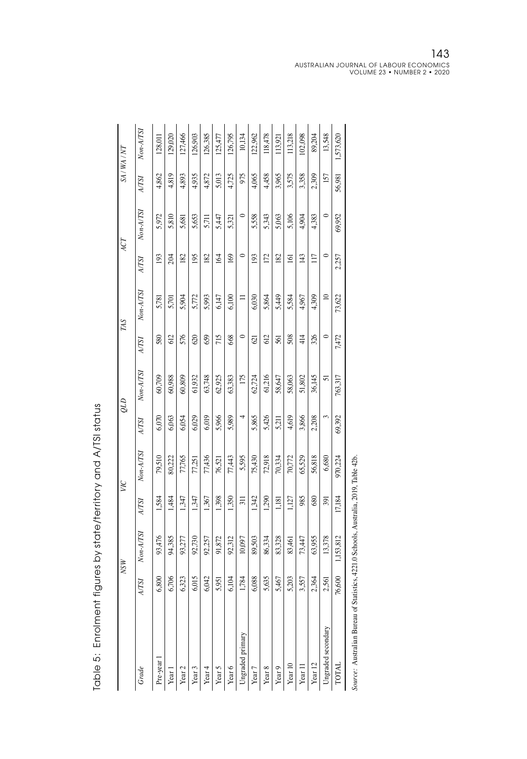Table 5: Enrolment figures by state/territory and A/TSI status

| | NSW | | VIC | | QLD | | TAS | | ACT | | SA / WA / NT | |
|---|---|---|---|---|---|---|---|---|---|---|---|---|
| *Grade* | *A/TSI* | *Non-A/TSI* | *A/TSI* | *Non-A/TSI* | *A/TSI* | *Non-A/TSI* | *A/TSI* | *Non-A/TSI* | *A/TSI* | *Non-A/TSI* | *A/TSI* | *Non-A/TSI* |
| Pre-year 1 | 6,800 | 93,476 | 1,584 | 79,510 | 6,070 | 60,709 | 580 | 5,781 | 193 | 5,972 | 4,862 | 128,011 |
| Year 1 | 6,706 | 94,385 | 1,484 | 80,222 | 6,063 | 60,988 | 612 | 5,701 | 204 | 5,810 | 4,819 | 129,020 |
| Year 2 | 6,323 | 93,277 | 1,347 | 77,765 | 6,054 | 60,809 | 576 | 5,904 | 182 | 5,681 | 4,893 | 127,466 |
| Year 3 | 6,015 | 92,730 | 1,347 | 77,251 | 6,029 | 61,932 | 620 | 5,772 | 195 | 5,653 | 4,935 | 126,903 |
| Year 4 | 6,042 | 92,257 | 1,367 | 77,436 | 6,019 | 63,748 | 659 | 5,993 | 182 | 5,711 | 4,872 | 126,385 |
| Year 5 | 5,951 | 91,872 | 1,398 | 76,521 | 5,966 | 62,925 | 715 | 6,147 | 164 | 5,447 | 5,013 | 125,477 |
| Year 6 | 6,104 | 92,312 | 1,350 | 77,443 | 5,989 | 63,383 | 668 | 6,100 | 169 | 5,321 | 4,725 | 126,795 |
| Ungraded primary | 1,784 | 10,097 | 311 | 5,595 | 4 | 175 | 0 | 11 | 0 | 0 | 975 | 10,134 |
| Year 7 | 6,088 | 89,503 | 1,342 | 75,430 | 5,865 | 62,724 | 621 | 6,030 | 193 | 5,558 | 4,065 | 122,962 |
| Year 8 | 5,635 | 86,334 | 1,290 | 72,918 | 5,426 | 61,216 | 612 | 5,864 | 172 | 5,343 | 4,458 | 118,478 |
| Year 9 | 5,467 | 83,328 | 1,181 | 70,334 | 5,211 | 58,647 | 561 | 5,449 | 182 | 5,063 | 3,965 | 113,921 |
| Year 10 | 5,203 | 83,461 | 1,127 | 70,772 | 4,619 | 58,063 | 508 | 5,584 | 161 | 5,106 | 3,575 | 113,218 |
| Year 11 | 3,557 | 73,447 | 985 | 65,529 | 3,866 | 51,802 | 414 | 4,967 | 143 | 4,904 | 3,358 | 102,098 |
| Year 12 | 2,364 | 63,955 | 680 | 56,818 | 2,208 | 36,145 | 326 | 4,309 | 117 | 4,383 | 2,309 | 89,204 |
| Ungraded secondary | 2,561 | 13,378 | 391 | 6,680 | 3 | 51 | 0 | 10 | 0 | 0 | 157 | 13,548 |
| TOTAL | 76,600 | 1,153,812 | 17,184 | 970,224 | 69,392 | 763,317 | 7,472 | 73,622 | 2,257 | 69,952 | 56,981 | 1,573,620 |

*Source:* Australian Bureau of Statistics, 4221.0 Schools, Australia, 2019, Table 42b.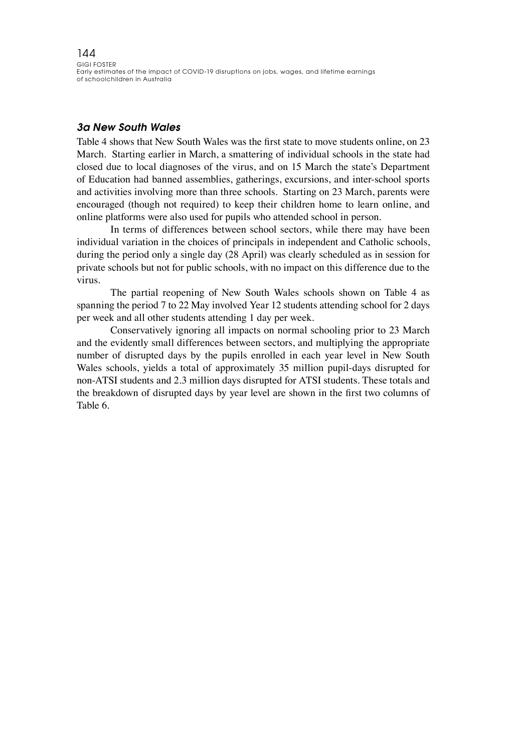### *3a New South Wales*

Table 4 shows that New South Wales was the first state to move students online, on 23 March. Starting earlier in March, a smattering of individual schools in the state had closed due to local diagnoses of the virus, and on 15 March the state's Department of Education had banned assemblies, gatherings, excursions, and inter-school sports and activities involving more than three schools. Starting on 23 March, parents were encouraged (though not required) to keep their children home to learn online, and online platforms were also used for pupils who attended school in person.

In terms of differences between school sectors, while there may have been individual variation in the choices of principals in independent and Catholic schools, during the period only a single day (28 April) was clearly scheduled as in session for private schools but not for public schools, with no impact on this difference due to the virus.

The partial reopening of New South Wales schools shown on Table 4 as spanning the period 7 to 22 May involved Year 12 students attending school for 2 days per week and all other students attending 1 day per week.

Conservatively ignoring all impacts on normal schooling prior to 23 March and the evidently small differences between sectors, and multiplying the appropriate number of disrupted days by the pupils enrolled in each year level in New South Wales schools, yields a total of approximately 35 million pupil-days disrupted for non-ATSI students and 2.3 million days disrupted for ATSI students. These totals and the breakdown of disrupted days by year level are shown in the first two columns of Table 6.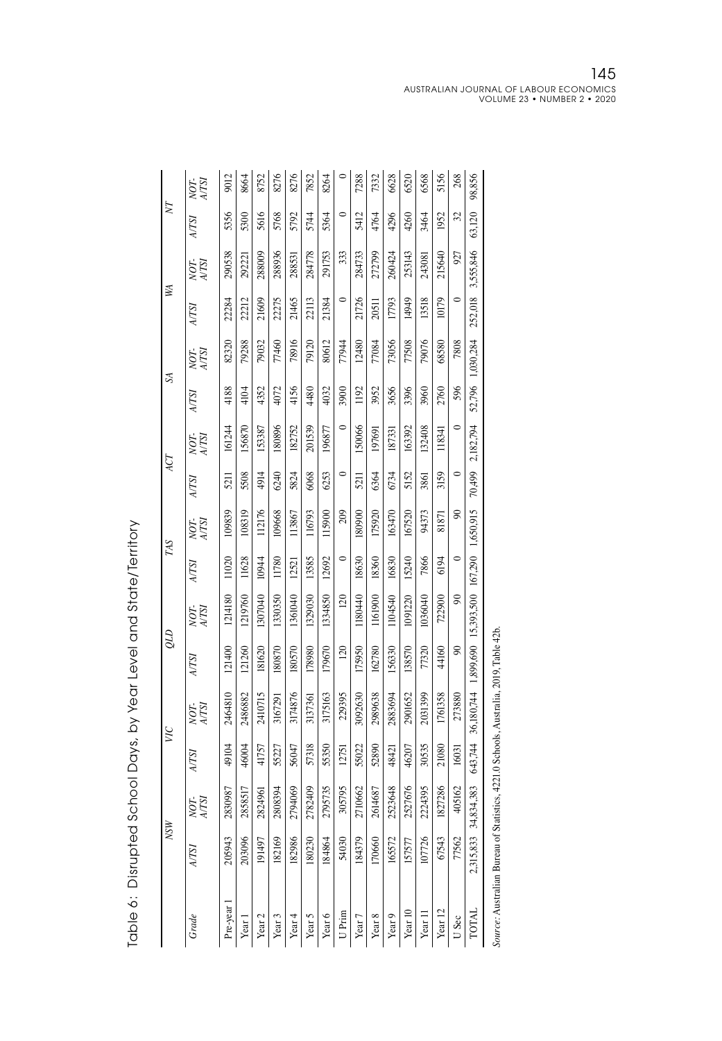Table 6: Disrupted School Days, by Year Level and State/Territory

| Grade | NSW | | VIC | | QLD | | TAS | | ACT | | SA | | WA | | NT | |
|---|---|---|---|---|---|---|---|---|---|---|---|---|---|---|---|---|
| | A/TSI | NOT-A/TSI | A/TSI | NOT-A/TSI | A/TSI | NOT-A/TSI | A/TSI | NOT-A/TSI | A/TSI | NOT-A/TSI | A/TSI | NOT-A/TSI | A/TSI | NOT-A/TSI | A/TSI | NOT-A/TSI |
| Pre-year 1 | 205943 | 2830987 | 49104 | 2464810 | 121400 | 1214180 | 11020 | 109839 | 5211 | 161244 | 4188 | 82320 | 22284 | 290538 | 5356 | 9012 |
| Year 1 | 203096 | 2858517 | 46004 | 2486882 | 121260 | 1219760 | 11628 | 108319 | 5508 | 156870 | 4104 | 79288 | 22212 | 292221 | 5300 | 8664 |
| Year 2 | 191497 | 2824961 | 41757 | 2410715 | 181620 | 1307040 | 10944 | 112176 | 4914 | 153387 | 4352 | 79032 | 21609 | 288009 | 5616 | 8752 |
| Year 3 | 182169 | 2808394 | 55227 | 3167291 | 180870 | 1330350 | 11780 | 109668 | 6240 | 180896 | 4072 | 77460 | 22275 | 288936 | 5768 | 8276 |
| Year 4 | 182986 | 2794069 | 56047 | 3174876 | 180570 | 1361040 | 12521 | 113867 | 5824 | 182752 | 4156 | 78916 | 21465 | 288531 | 5792 | 8276 |
| Year 5 | 180230 | 2782409 | 57318 | 3137361 | 178980 | 1329030 | 13585 | 116793 | 6068 | 201539 | 4480 | 79120 | 22113 | 284778 | 5744 | 7852 |
| Year 6 | 184864 | 2795735 | 55350 | 3175163 | 179670 | 1334850 | 12692 | 115900 | 6253 | 196877 | 4032 | 80612 | 21384 | 291753 | 5364 | 8264 |
| U Prim | 54030 | 305795 | 12751 | 229395 | 120 | 120 | 0 | 209 | 0 | 0 | 3900 | 77944 | 0 | 333 | 0 | 0 |
| Year 7 | 184379 | 2710662 | 55022 | 3092630 | 175950 | 1180440 | 18630 | 180900 | 5211 | 150066 | 1192 | 12480 | 21726 | 284733 | 5412 | 7288 |
| Year 8 | 170660 | 2614687 | 52890 | 2989638 | 162780 | 1161900 | 18360 | 175920 | 6364 | 197691 | 3952 | 77084 | 20511 | 272799 | 4764 | 7332 |
| Year 9 | 165572 | 2523648 | 48421 | 2883694 | 156330 | 1104540 | 16830 | 163470 | 6734 | 187331 | 3656 | 73056 | 17793 | 260424 | 4296 | 6628 |
| Year 10 | 157577 | 2527676 | 46207 | 2901652 | 138570 | 1091220 | 15240 | 167520 | 5152 | 163392 | 3396 | 77508 | 14949 | 253143 | 4260 | 6520 |
| Year 11 | 107726 | 2224395 | 30535 | 2031399 | 77320 | 1036040 | 7866 | 94373 | 3861 | 132408 | 3960 | 79076 | 13518 | 243081 | 3464 | 6568 |
| Year 12 | 67543 | 1827286 | 21080 | 1761358 | 44160 | 722900 | 6194 | 81871 | 3159 | 118341 | 2760 | 68580 | 10179 | 215640 | 1952 | 5156 |
| U Sec | 77562 | 405162 | 16031 | 273880 | 90 | 90 | 0 | 90 | 0 | 0 | 596 | 7808 | 0 | 927 | 32 | 268 |
| TOTAL | 2,315,833 | 34,834,383 | 643,744 | 36,180,744 | 1,899,690 | 15,393,500 | 167,290 | 1,650,915 | 70,499 | 2,182,794 | 52,796 | 1,030,284 | 252,018 | 3,555,846 | 63,120 | 98,856 |

*Source:* Australian Bureau of Statistics, 4221.0 Schools, Australia, 2019, Table 42b.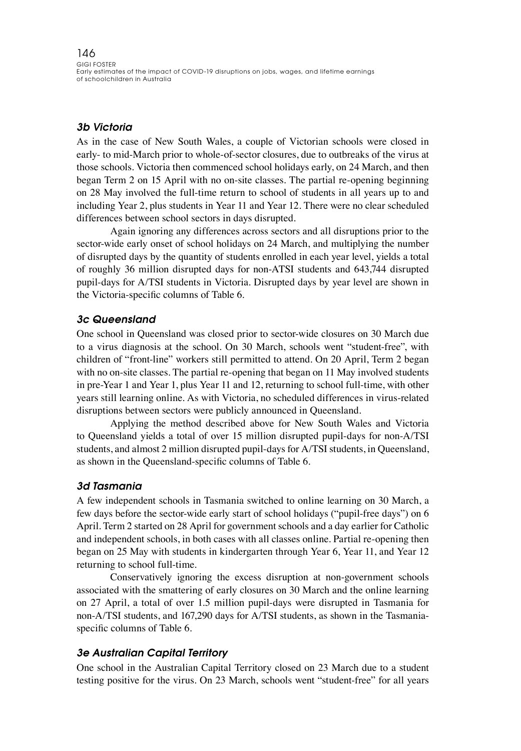### 3b Victoria

As in the case of New South Wales, a couple of Victorian schools were closed in early- to mid-March prior to whole-of-sector closures, due to outbreaks of the virus at those schools. Victoria then commenced school holidays early, on 24 March, and then began Term 2 on 15 April with no on-site classes. The partial re-opening beginning on 28 May involved the full-time return to school of students in all years up to and including Year 2, plus students in Year 11 and Year 12. There were no clear scheduled differences between school sectors in days disrupted.

Again ignoring any differences across sectors and all disruptions prior to the sector-wide early onset of school holidays on 24 March, and multiplying the number of disrupted days by the quantity of students enrolled in each year level, yields a total of roughly 36 million disrupted days for non-ATSI students and 643,744 disrupted pupil-days for A/TSI students in Victoria. Disrupted days by year level are shown in the Victoria-specific columns of Table 6.

### 3c Queensland

One school in Queensland was closed prior to sector-wide closures on 30 March due to a virus diagnosis at the school. On 30 March, schools went "student-free", with children of "front-line" workers still permitted to attend. On 20 April, Term 2 began with no on-site classes. The partial re-opening that began on 11 May involved students in pre-Year 1 and Year 1, plus Year 11 and 12, returning to school full-time, with other years still learning online. As with Victoria, no scheduled differences in virus-related disruptions between sectors were publicly announced in Queensland.

Applying the method described above for New South Wales and Victoria to Queensland yields a total of over 15 million disrupted pupil-days for non-A/TSI students, and almost 2 million disrupted pupil-days for A/TSI students, in Queensland, as shown in the Queensland-specific columns of Table 6.

### 3d Tasmania

A few independent schools in Tasmania switched to online learning on 30 March, a few days before the sector-wide early start of school holidays ("pupil-free days") on 6 April. Term 2 started on 28 April for government schools and a day earlier for Catholic and independent schools, in both cases with all classes online. Partial re-opening then began on 25 May with students in kindergarten through Year 6, Year 11, and Year 12 returning to school full-time.

Conservatively ignoring the excess disruption at non-government schools associated with the smattering of early closures on 30 March and the online learning on 27 April, a total of over 1.5 million pupil-days were disrupted in Tasmania for non-A/TSI students, and 167,290 days for A/TSI students, as shown in the Tasmania-specific columns of Table 6.

### 3e Australian Capital Territory

One school in the Australian Capital Territory closed on 23 March due to a student testing positive for the virus. On 23 March, schools went "student-free" for all years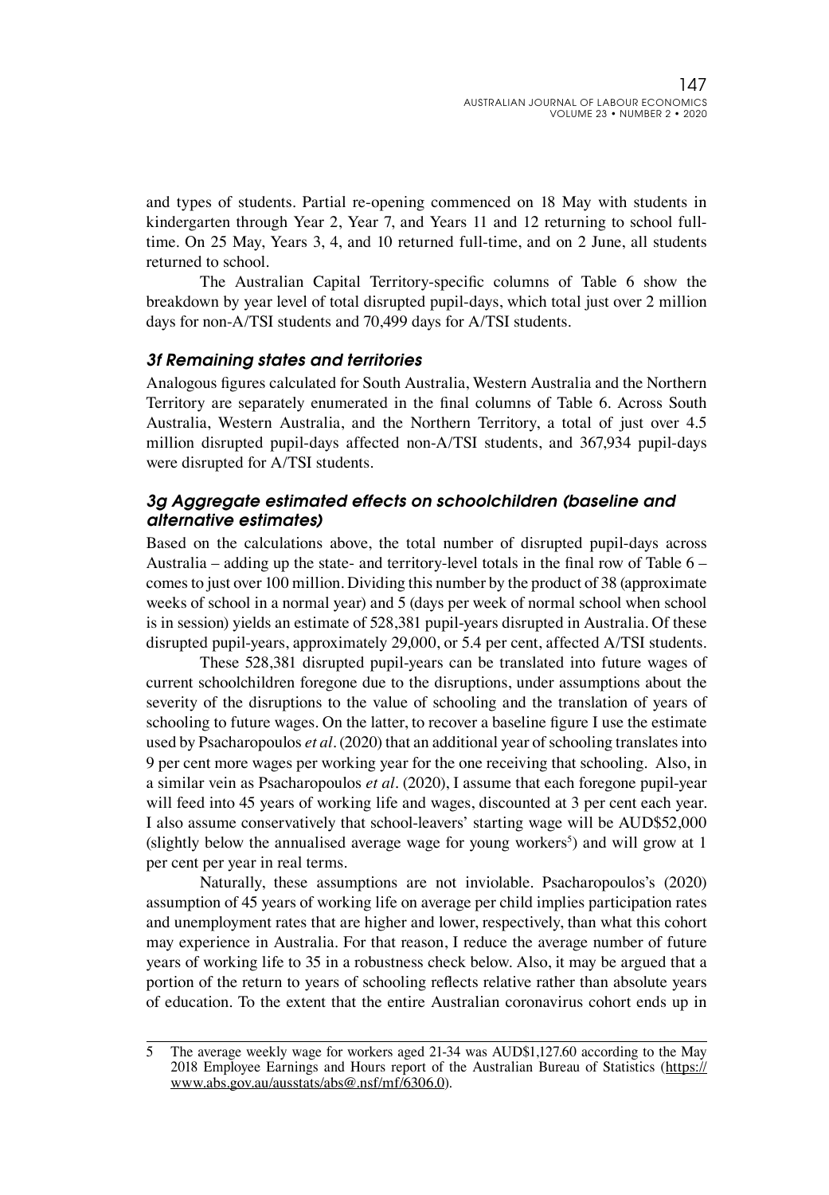and types of students. Partial re-opening commenced on 18 May with students in kindergarten through Year 2, Year 7, and Years 11 and 12 returning to school full-time. On 25 May, Years 3, 4, and 10 returned full-time, and on 2 June, all students returned to school.

The Australian Capital Territory-specific columns of Table 6 show the breakdown by year level of total disrupted pupil-days, which total just over 2 million days for non-A/TSI students and 70,499 days for A/TSI students.

### *3f Remaining states and territories*

Analogous figures calculated for South Australia, Western Australia and the Northern Territory are separately enumerated in the final columns of Table 6. Across South Australia, Western Australia, and the Northern Territory, a total of just over 4.5 million disrupted pupil-days affected non-A/TSI students, and 367,934 pupil-days were disrupted for A/TSI students.

### *3g Aggregate estimated effects on schoolchildren (baseline and alternative estimates)*

Based on the calculations above, the total number of disrupted pupil-days across Australia – adding up the state- and territory-level totals in the final row of Table 6 – comes to just over 100 million. Dividing this number by the product of 38 (approximate weeks of school in a normal year) and 5 (days per week of normal school when school is in session) yields an estimate of 528,381 pupil-years disrupted in Australia. Of these disrupted pupil-years, approximately 29,000, or 5.4 per cent, affected A/TSI students.

These 528,381 disrupted pupil-years can be translated into future wages of current schoolchildren foregone due to the disruptions, under assumptions about the severity of the disruptions to the value of schooling and the translation of years of schooling to future wages. On the latter, to recover a baseline figure I use the estimate used by Psacharopoulos *et al*. (2020) that an additional year of schooling translates into 9 per cent more wages per working year for the one receiving that schooling. Also, in a similar vein as Psacharopoulos *et al*. (2020), I assume that each foregone pupil-year will feed into 45 years of working life and wages, discounted at 3 per cent each year. I also assume conservatively that school-leavers' starting wage will be AUD$52,000 (slightly below the annualised average wage for young workers[5]) and will grow at 1 per cent per year in real terms.

Naturally, these assumptions are not inviolable. Psacharopoulos's (2020) assumption of 45 years of working life on average per child implies participation rates and unemployment rates that are higher and lower, respectively, than what this cohort may experience in Australia. For that reason, I reduce the average number of future years of working life to 35 in a robustness check below. Also, it may be argued that a portion of the return to years of schooling reflects relative rather than absolute years of education. To the extent that the entire Australian coronavirus cohort ends up in

---

5 The average weekly wage for workers aged 21-34 was AUD$1,127.60 according to the May 2018 Employee Earnings and Hours report of the Australian Bureau of Statistics (https://www.abs.gov.au/ausstats/abs@.nsf/mf/6306.0).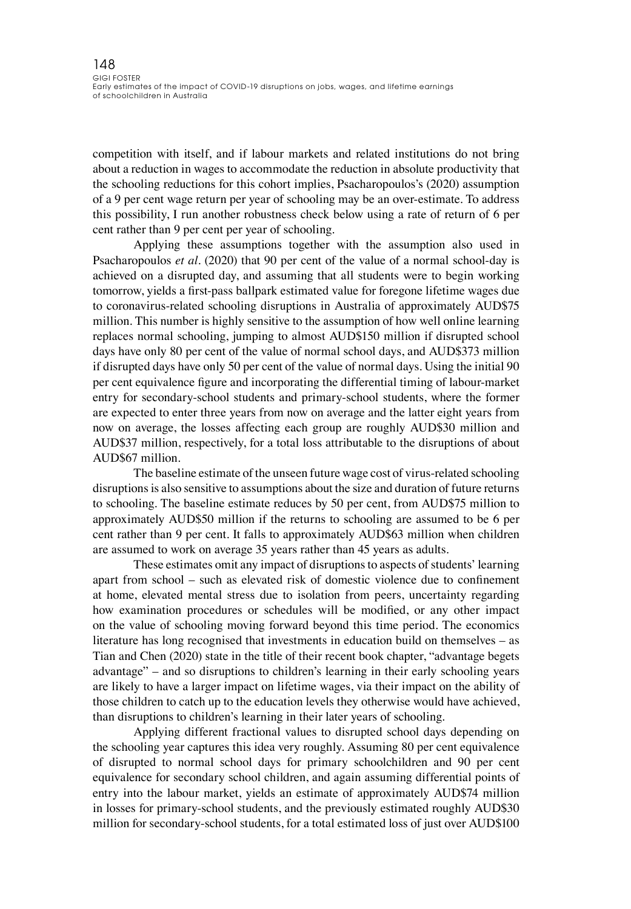competition with itself, and if labour markets and related institutions do not bring about a reduction in wages to accommodate the reduction in absolute productivity that the schooling reductions for this cohort implies, Psacharopoulos's (2020) assumption of a 9 per cent wage return per year of schooling may be an over-estimate. To address this possibility, I run another robustness check below using a rate of return of 6 per cent rather than 9 per cent per year of schooling.

Applying these assumptions together with the assumption also used in Psacharopoulos *et al*. (2020) that 90 per cent of the value of a normal school-day is achieved on a disrupted day, and assuming that all students were to begin working tomorrow, yields a first-pass ballpark estimated value for foregone lifetime wages due to coronavirus-related schooling disruptions in Australia of approximately AUD$75 million. This number is highly sensitive to the assumption of how well online learning replaces normal schooling, jumping to almost AUD$150 million if disrupted school days have only 80 per cent of the value of normal school days, and AUD$373 million if disrupted days have only 50 per cent of the value of normal days. Using the initial 90 per cent equivalence figure and incorporating the differential timing of labour-market entry for secondary-school students and primary-school students, where the former are expected to enter three years from now on average and the latter eight years from now on average, the losses affecting each group are roughly AUD$30 million and AUD$37 million, respectively, for a total loss attributable to the disruptions of about AUD$67 million.

The baseline estimate of the unseen future wage cost of virus-related schooling disruptions is also sensitive to assumptions about the size and duration of future returns to schooling. The baseline estimate reduces by 50 per cent, from AUD$75 million to approximately AUD$50 million if the returns to schooling are assumed to be 6 per cent rather than 9 per cent. It falls to approximately AUD$63 million when children are assumed to work on average 35 years rather than 45 years as adults.

These estimates omit any impact of disruptions to aspects of students' learning apart from school – such as elevated risk of domestic violence due to confinement at home, elevated mental stress due to isolation from peers, uncertainty regarding how examination procedures or schedules will be modified, or any other impact on the value of schooling moving forward beyond this time period. The economics literature has long recognised that investments in education build on themselves – as Tian and Chen (2020) state in the title of their recent book chapter, "advantage begets advantage" – and so disruptions to children's learning in their early schooling years are likely to have a larger impact on lifetime wages, via their impact on the ability of those children to catch up to the education levels they otherwise would have achieved, than disruptions to children's learning in their later years of schooling.

Applying different fractional values to disrupted school days depending on the schooling year captures this idea very roughly. Assuming 80 per cent equivalence of disrupted to normal school days for primary schoolchildren and 90 per cent equivalence for secondary school children, and again assuming differential points of entry into the labour market, yields an estimate of approximately AUD$74 million in losses for primary-school students, and the previously estimated roughly AUD$30 million for secondary-school students, for a total estimated loss of just over AUD$100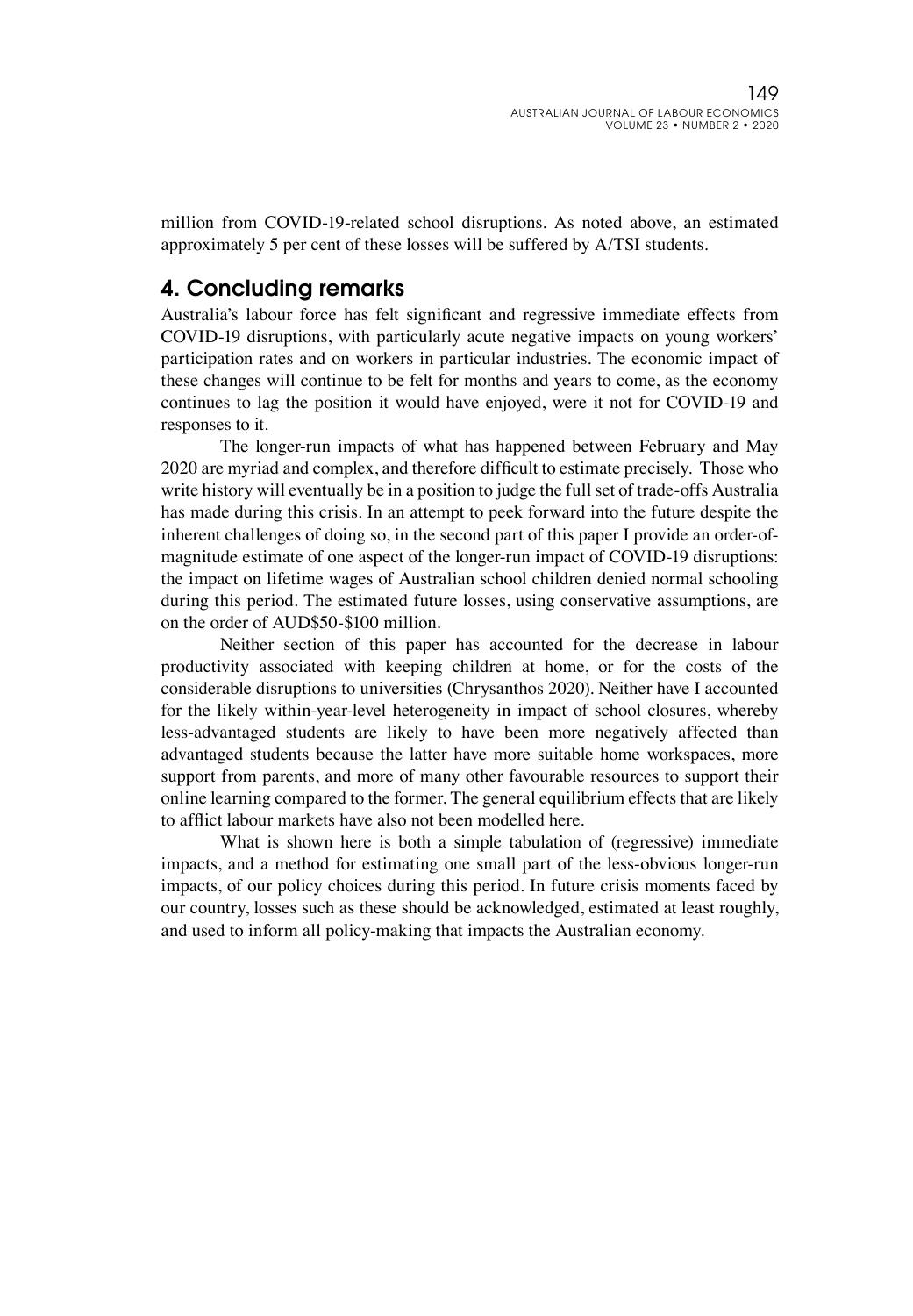million from COVID-19-related school disruptions. As noted above, an estimated approximately 5 per cent of these losses will be suffered by A/TSI students.

## 4. Concluding remarks

Australia's labour force has felt significant and regressive immediate effects from COVID-19 disruptions, with particularly acute negative impacts on young workers' participation rates and on workers in particular industries. The economic impact of these changes will continue to be felt for months and years to come, as the economy continues to lag the position it would have enjoyed, were it not for COVID-19 and responses to it.

The longer-run impacts of what has happened between February and May 2020 are myriad and complex, and therefore difficult to estimate precisely. Those who write history will eventually be in a position to judge the full set of trade-offs Australia has made during this crisis. In an attempt to peek forward into the future despite the inherent challenges of doing so, in the second part of this paper I provide an order-of-magnitude estimate of one aspect of the longer-run impact of COVID-19 disruptions: the impact on lifetime wages of Australian school children denied normal schooling during this period. The estimated future losses, using conservative assumptions, are on the order of AUD$50-$100 million.

Neither section of this paper has accounted for the decrease in labour productivity associated with keeping children at home, or for the costs of the considerable disruptions to universities (Chrysanthos 2020). Neither have I accounted for the likely within-year-level heterogeneity in impact of school closures, whereby less-advantaged students are likely to have been more negatively affected than advantaged students because the latter have more suitable home workspaces, more support from parents, and more of many other favourable resources to support their online learning compared to the former. The general equilibrium effects that are likely to afflict labour markets have also not been modelled here.

What is shown here is both a simple tabulation of (regressive) immediate impacts, and a method for estimating one small part of the less-obvious longer-run impacts, of our policy choices during this period. In future crisis moments faced by our country, losses such as these should be acknowledged, estimated at least roughly, and used to inform all policy-making that impacts the Australian economy.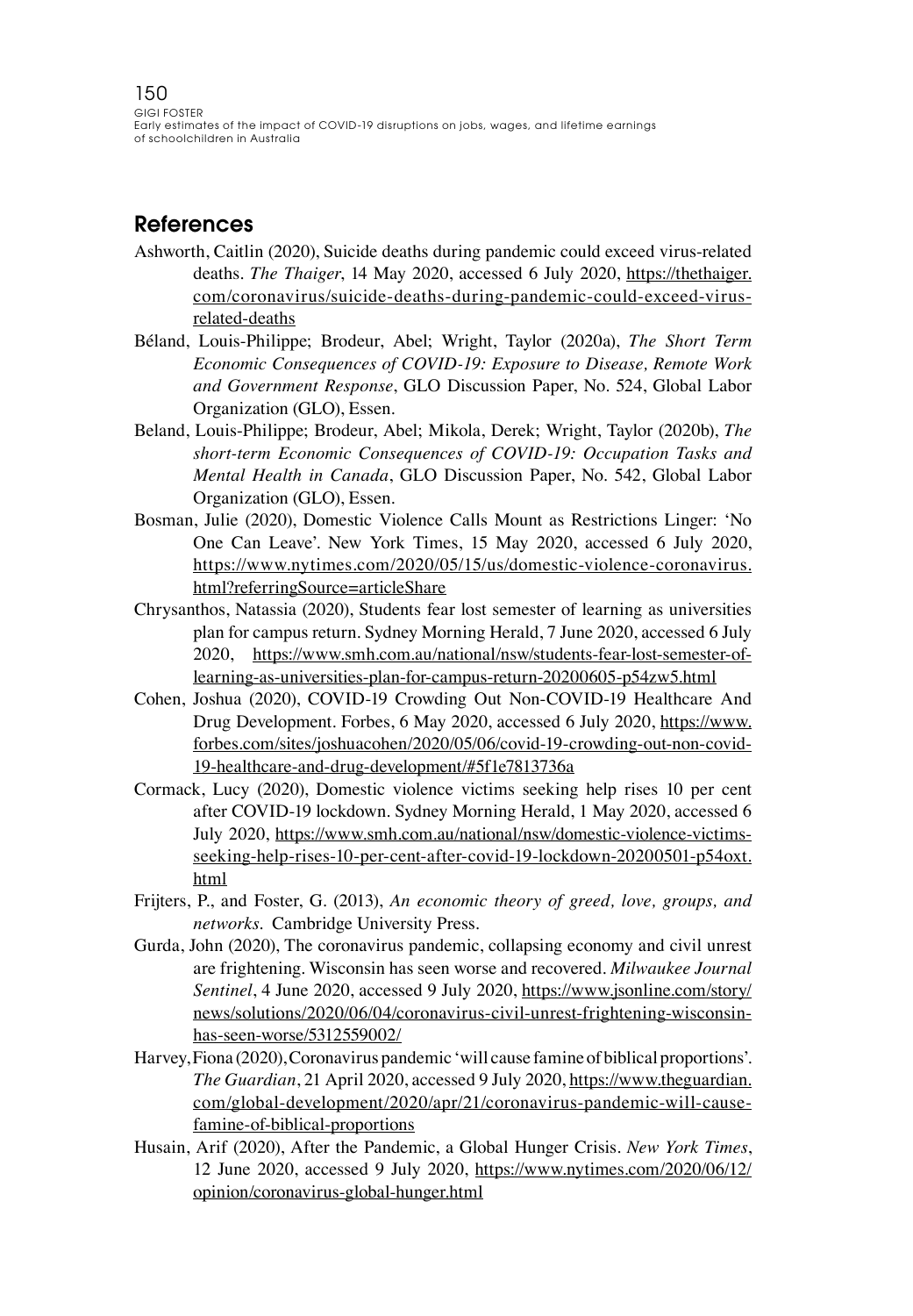## References

Ashworth, Caitlin (2020), Suicide deaths during pandemic could exceed virus-related deaths. *The Thaiger*, 14 May 2020, accessed 6 July 2020, https://thethaiger.com/coronavirus/suicide-deaths-during-pandemic-could-exceed-virus-related-deaths

Béland, Louis-Philippe; Brodeur, Abel; Wright, Taylor (2020a), *The Short Term Economic Consequences of COVID-19: Exposure to Disease, Remote Work and Government Response*, GLO Discussion Paper, No. 524, Global Labor Organization (GLO), Essen.

Beland, Louis-Philippe; Brodeur, Abel; Mikola, Derek; Wright, Taylor (2020b), *The short-term Economic Consequences of COVID-19: Occupation Tasks and Mental Health in Canada*, GLO Discussion Paper, No. 542, Global Labor Organization (GLO), Essen.

Bosman, Julie (2020), Domestic Violence Calls Mount as Restrictions Linger: 'No One Can Leave'. New York Times, 15 May 2020, accessed 6 July 2020, https://www.nytimes.com/2020/05/15/us/domestic-violence-coronavirus.html?referringSource=articleShare

Chrysanthos, Natassia (2020), Students fear lost semester of learning as universities plan for campus return. Sydney Morning Herald, 7 June 2020, accessed 6 July 2020, https://www.smh.com.au/national/nsw/students-fear-lost-semester-of-learning-as-universities-plan-for-campus-return-20200605-p54zw5.html

Cohen, Joshua (2020), COVID-19 Crowding Out Non-COVID-19 Healthcare And Drug Development. Forbes, 6 May 2020, accessed 6 July 2020, https://www.forbes.com/sites/joshuacohen/2020/05/06/covid-19-crowding-out-non-covid-19-healthcare-and-drug-development/#5f1e7813736a

Cormack, Lucy (2020), Domestic violence victims seeking help rises 10 per cent after COVID-19 lockdown. Sydney Morning Herald, 1 May 2020, accessed 6 July 2020, https://www.smh.com.au/national/nsw/domestic-violence-victims-seeking-help-rises-10-per-cent-after-covid-19-lockdown-20200501-p54oxt.html

Frijters, P., and Foster, G. (2013), *An economic theory of greed, love, groups, and networks*. Cambridge University Press.

Gurda, John (2020), The coronavirus pandemic, collapsing economy and civil unrest are frightening. Wisconsin has seen worse and recovered. *Milwaukee Journal Sentinel*, 4 June 2020, accessed 9 July 2020, https://www.jsonline.com/story/news/solutions/2020/06/04/coronavirus-civil-unrest-frightening-wisconsin-has-seen-worse/5312559002/

Harvey, Fiona (2020), Coronavirus pandemic 'will cause famine of biblical proportions'. *The Guardian*, 21 April 2020, accessed 9 July 2020, https://www.theguardian.com/global-development/2020/apr/21/coronavirus-pandemic-will-cause-famine-of-biblical-proportions

Husain, Arif (2020), After the Pandemic, a Global Hunger Crisis. *New York Times*, 12 June 2020, accessed 9 July 2020, https://www.nytimes.com/2020/06/12/opinion/coronavirus-global-hunger.html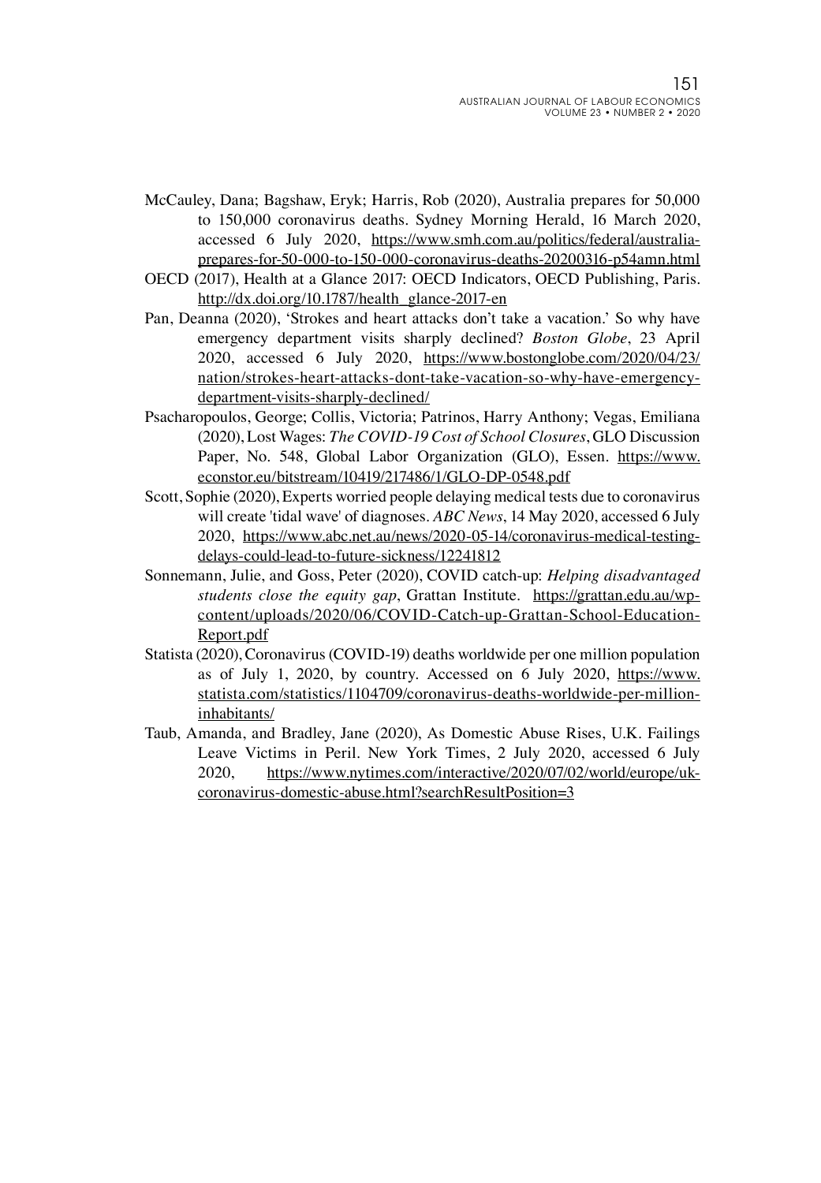McCauley, Dana; Bagshaw, Eryk; Harris, Rob (2020), Australia prepares for 50,000 to 150,000 coronavirus deaths. Sydney Morning Herald, 16 March 2020, accessed 6 July 2020, https://www.smh.com.au/politics/federal/australia-prepares-for-50-000-to-150-000-coronavirus-deaths-20200316-p54amn.html

OECD (2017), Health at a Glance 2017: OECD Indicators, OECD Publishing, Paris. http://dx.doi.org/10.1787/health_glance-2017-en

Pan, Deanna (2020), 'Strokes and heart attacks don't take a vacation.' So why have emergency department visits sharply declined? *Boston Globe*, 23 April 2020, accessed 6 July 2020, https://www.bostonglobe.com/2020/04/23/nation/strokes-heart-attacks-dont-take-vacation-so-why-have-emergency-department-visits-sharply-declined/

Psacharopoulos, George; Collis, Victoria; Patrinos, Harry Anthony; Vegas, Emiliana (2020), Lost Wages: *The COVID-19 Cost of School Closures*, GLO Discussion Paper, No. 548, Global Labor Organization (GLO), Essen. https://www.econstor.eu/bitstream/10419/217486/1/GLO-DP-0548.pdf

Scott, Sophie (2020), Experts worried people delaying medical tests due to coronavirus will create 'tidal wave' of diagnoses. *ABC News*, 14 May 2020, accessed 6 July 2020, https://www.abc.net.au/news/2020-05-14/coronavirus-medical-testing-delays-could-lead-to-future-sickness/12241812

Sonnemann, Julie, and Goss, Peter (2020), COVID catch-up: *Helping disadvantaged students close the equity gap*, Grattan Institute. https://grattan.edu.au/wp-content/uploads/2020/06/COVID-Catch-up-Grattan-School-Education-Report.pdf

Statista (2020), Coronavirus (COVID-19) deaths worldwide per one million population as of July 1, 2020, by country. Accessed on 6 July 2020, https://www.statista.com/statistics/1104709/coronavirus-deaths-worldwide-per-million-inhabitants/

Taub, Amanda, and Bradley, Jane (2020), As Domestic Abuse Rises, U.K. Failings Leave Victims in Peril. New York Times, 2 July 2020, accessed 6 July 2020, https://www.nytimes.com/interactive/2020/07/02/world/europe/uk-coronavirus-domestic-abuse.html?searchResultPosition=3